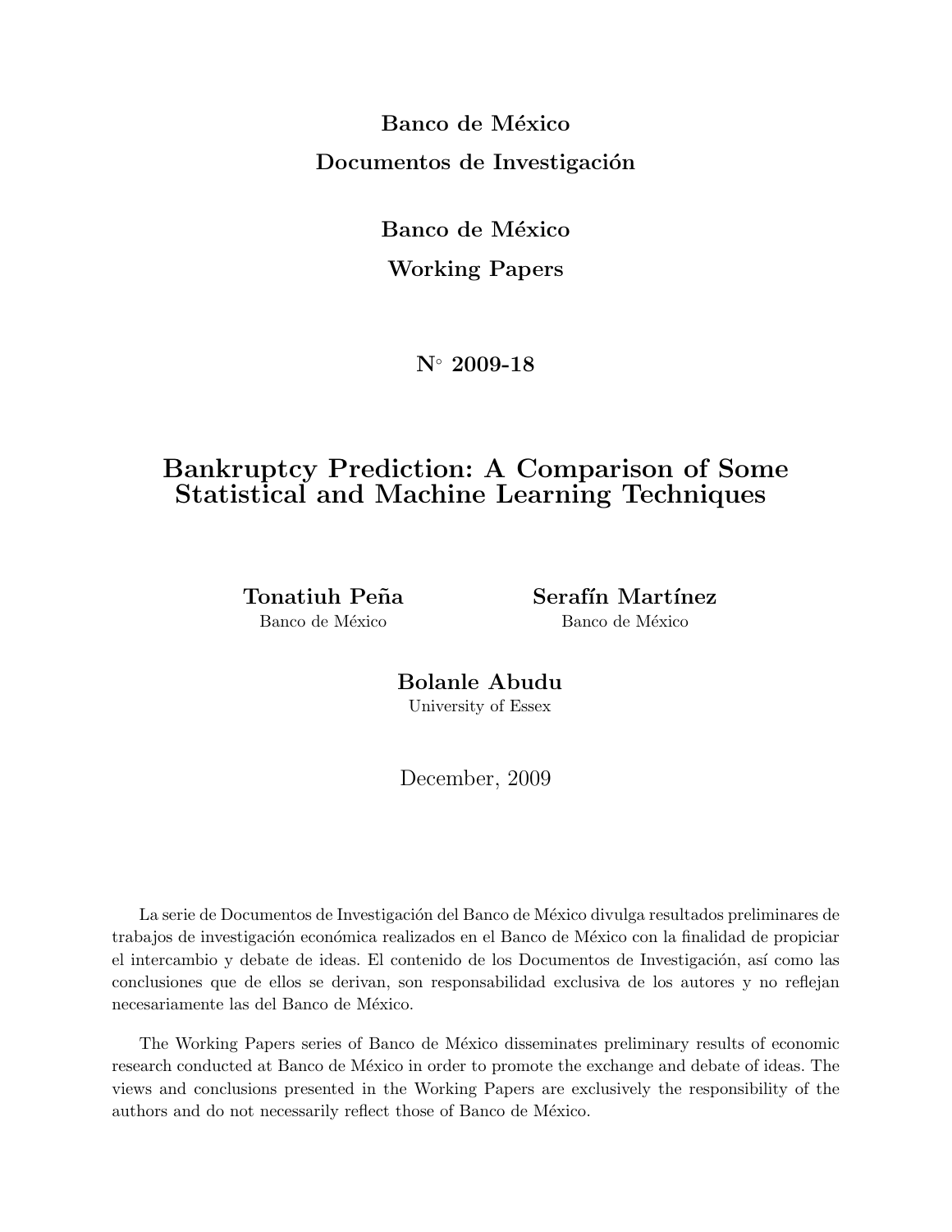**Banco de México**

**Documentos de Investigación**

**Banco de México**

**Working Papers**

**N° 2009-18**

# Bankruptcy Prediction: A Comparison of Some Statistical and Machine Learning Techniques

**Tonatiuh Peña**
Banco de México

**Serafín Martínez**
Banco de México

**Bolanle Abudu**
University of Essex

December, 2009

La serie de Documentos de Investigación del Banco de México divulga resultados preliminares de trabajos de investigación económica realizados en el Banco de México con la finalidad de propiciar el intercambio y debate de ideas. El contenido de los Documentos de Investigación, así como las conclusiones que de ellos se derivan, son responsabilidad exclusiva de los autores y no reflejan necesariamente las del Banco de México.

The Working Papers series of Banco de México disseminates preliminary results of economic research conducted at Banco de México in order to promote the exchange and debate of ideas. The views and conclusions presented in the Working Papers are exclusively the responsibility of the authors and do not necessarily reflect those of Banco de México.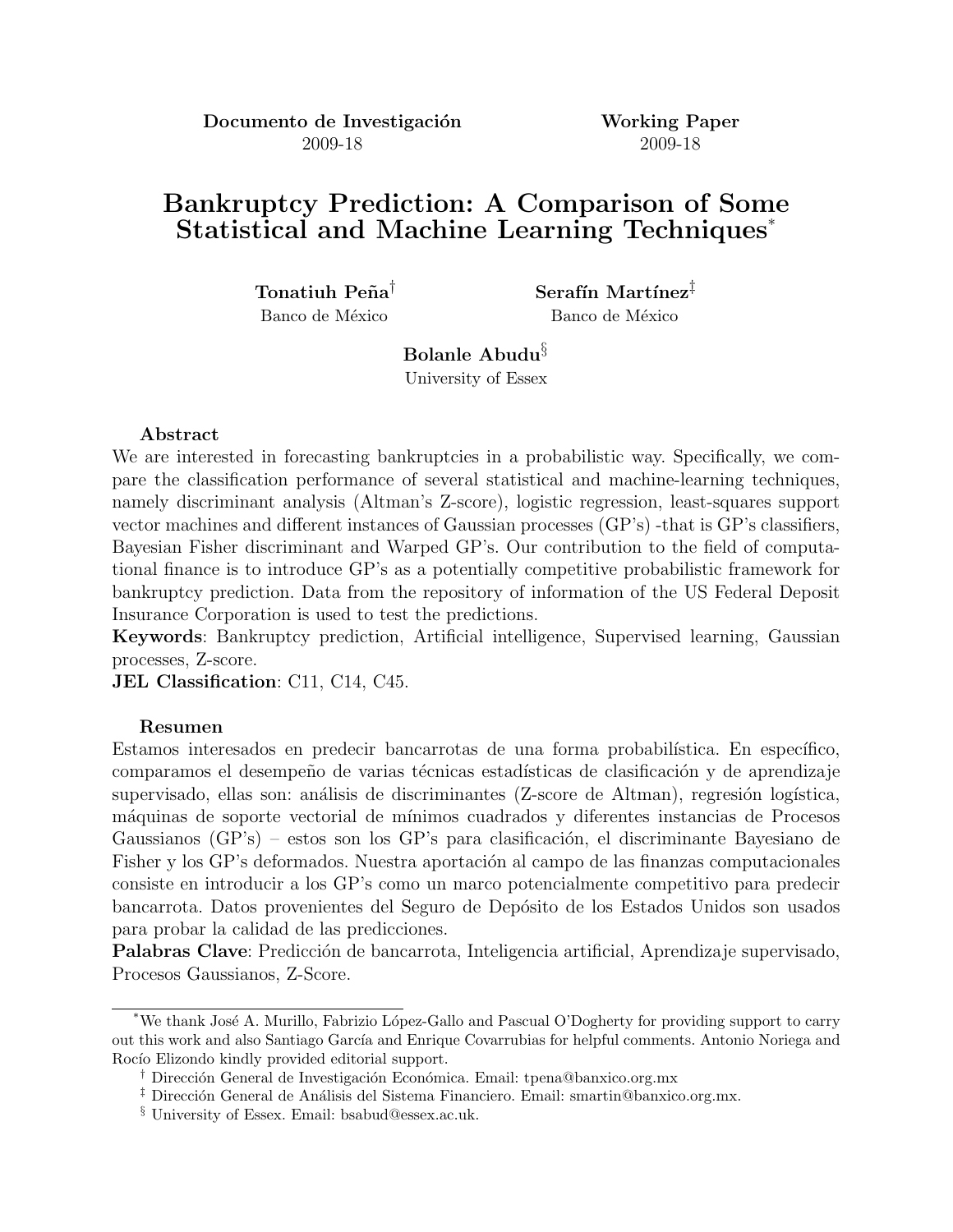**Documento de Investigación** 2009-18

**Working Paper** 2009-18

# Bankruptcy Prediction: A Comparison of Some Statistical and Machine Learning Techniques*

**Tonatiuh Peña**[†]
Banco de México

**Serafín Martínez**[‡]
Banco de México

**Bolanle Abudu**[§]
University of Essex

**Abstract**

We are interested in forecasting bankruptcies in a probabilistic way. Specifically, we compare the classification performance of several statistical and machine-learning techniques, namely discriminant analysis (Altman's Z-score), logistic regression, least-squares support vector machines and different instances of Gaussian processes (GP's) -that is GP's classifiers, Bayesian Fisher discriminant and Warped GP's. Our contribution to the field of computational finance is to introduce GP's as a potentially competitive probabilistic framework for bankruptcy prediction. Data from the repository of information of the US Federal Deposit Insurance Corporation is used to test the predictions.

**Keywords**: Bankruptcy prediction, Artificial intelligence, Supervised learning, Gaussian processes, Z-score.

**JEL Classification**: C11, C14, C45.

**Resumen**

Estamos interesados en predecir bancarrotas de una forma probabilística. En específico, comparamos el desempeño de varias técnicas estadísticas de clasificación y de aprendizaje supervisado, ellas son: análisis de discriminantes (Z-score de Altman), regresión logística, máquinas de soporte vectorial de mínimos cuadrados y diferentes instancias de Procesos Gaussianos (GP's) – estos son los GP's para clasificación, el discriminante Bayesiano de Fisher y los GP's deformados. Nuestra aportación al campo de las finanzas computacionales consiste en introducir a los GP's como un marco potencialmente competitivo para predecir bancarrota. Datos provenientes del Seguro de Depósito de los Estados Unidos son usados para probar la calidad de las predicciones.

**Palabras Clave**: Predicción de bancarrota, Inteligencia artificial, Aprendizaje supervisado, Procesos Gaussianos, Z-Score.

---

*We thank José A. Murillo, Fabrizio López-Gallo and Pascual O'Dogherty for providing support to carry out this work and also Santiago García and Enrique Covarrubias for helpful comments. Antonio Noriega and Rocío Elizondo kindly provided editorial support.

[†] Dirección General de Investigación Económica. Email: tpena@banxico.org.mx

[‡] Dirección General de Análisis del Sistema Financiero. Email: smartin@banxico.org.mx.

[§] University of Essex. Email: bsabud@essex.ac.uk.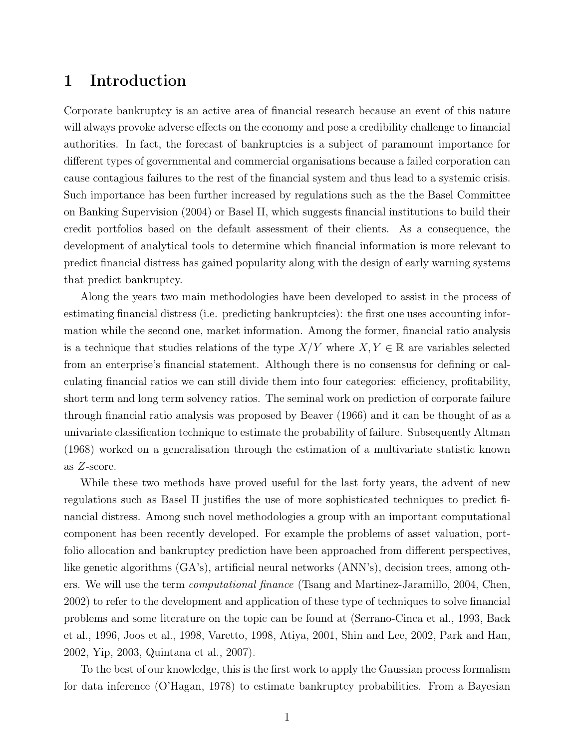# 1 Introduction

Corporate bankruptcy is an active area of financial research because an event of this nature will always provoke adverse effects on the economy and pose a credibility challenge to financial authorities. In fact, the forecast of bankruptcies is a subject of paramount importance for different types of governmental and commercial organisations because a failed corporation can cause contagious failures to the rest of the financial system and thus lead to a systemic crisis. Such importance has been further increased by regulations such as the the Basel Committee on Banking Supervision (2004) or Basel II, which suggests financial institutions to build their credit portfolios based on the default assessment of their clients. As a consequence, the development of analytical tools to determine which financial information is more relevant to predict financial distress has gained popularity along with the design of early warning systems that predict bankruptcy.

Along the years two main methodologies have been developed to assist in the process of estimating financial distress (i.e. predicting bankruptcies): the first one uses accounting information while the second one, market information. Among the former, financial ratio analysis is a technique that studies relations of the type $X/Y$ where $X, Y \in \mathbb{R}$ are variables selected from an enterprise's financial statement. Although there is no consensus for defining or calculating financial ratios we can still divide them into four categories: efficiency, profitability, short term and long term solvency ratios. The seminal work on prediction of corporate failure through financial ratio analysis was proposed by Beaver (1966) and it can be thought of as a univariate classification technique to estimate the probability of failure. Subsequently Altman (1968) worked on a generalisation through the estimation of a multivariate statistic known as $Z$-score.

While these two methods have proved useful for the last forty years, the advent of new regulations such as Basel II justifies the use of more sophisticated techniques to predict financial distress. Among such novel methodologies a group with an important computational component has been recently developed. For example the problems of asset valuation, portfolio allocation and bankruptcy prediction have been approached from different perspectives, like genetic algorithms (GA's), artificial neural networks (ANN's), decision trees, among others. We will use the term *computational finance* (Tsang and Martinez-Jaramillo, 2004, Chen, 2002) to refer to the development and application of these type of techniques to solve financial problems and some literature on the topic can be found at (Serrano-Cinca et al., 1993, Back et al., 1996, Joos et al., 1998, Varetto, 1998, Atiya, 2001, Shin and Lee, 2002, Park and Han, 2002, Yip, 2003, Quintana et al., 2007).

To the best of our knowledge, this is the first work to apply the Gaussian process formalism for data inference (O'Hagan, 1978) to estimate bankruptcy probabilities. From a Bayesian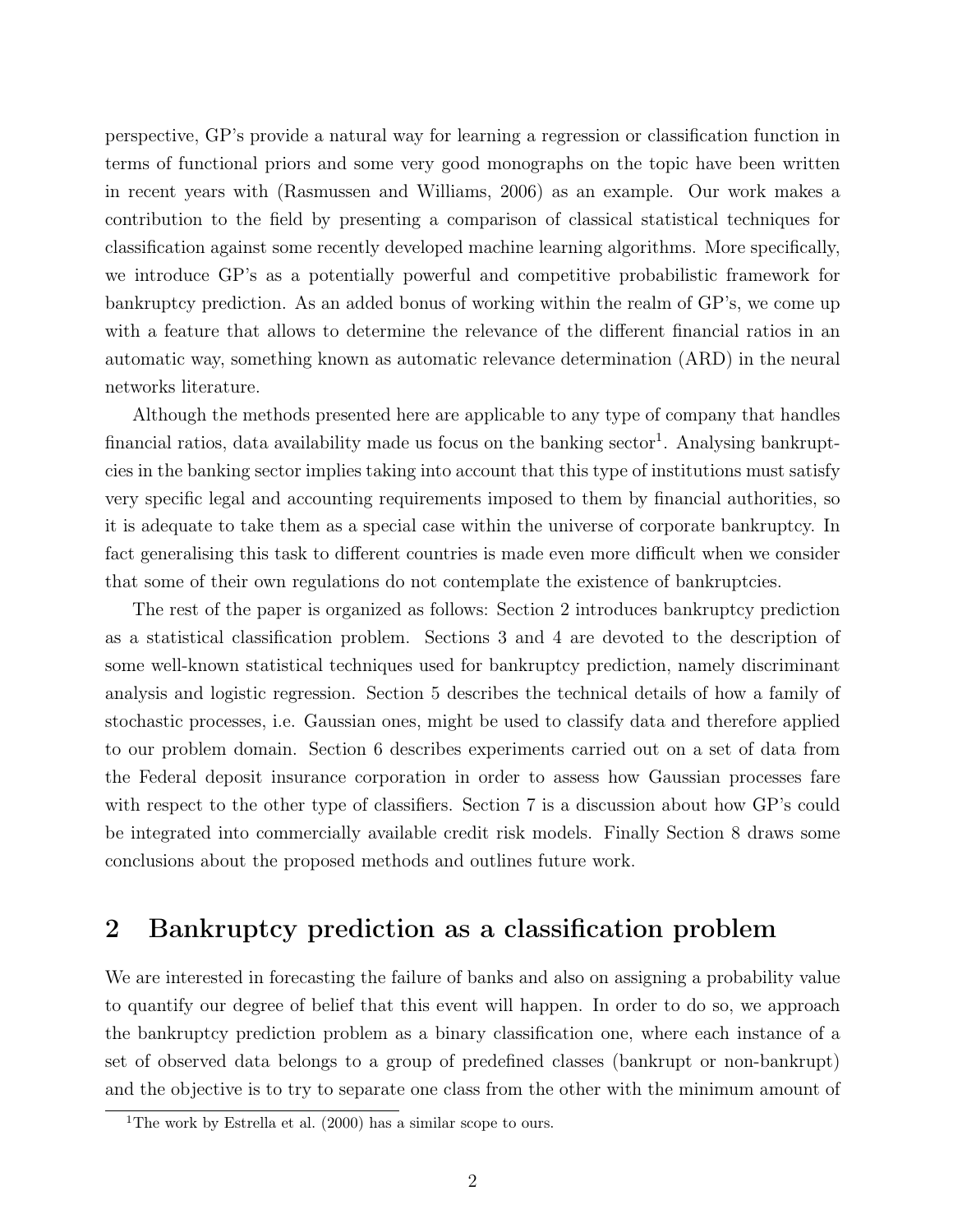perspective, GP's provide a natural way for learning a regression or classification function in terms of functional priors and some very good monographs on the topic have been written in recent years with (Rasmussen and Williams, 2006) as an example. Our work makes a contribution to the field by presenting a comparison of classical statistical techniques for classification against some recently developed machine learning algorithms. More specifically, we introduce GP's as a potentially powerful and competitive probabilistic framework for bankruptcy prediction. As an added bonus of working within the realm of GP's, we come up with a feature that allows to determine the relevance of the different financial ratios in an automatic way, something known as automatic relevance determination (ARD) in the neural networks literature.

Although the methods presented here are applicable to any type of company that handles financial ratios, data availability made us focus on the banking sector[1]. Analysing bankruptcies in the banking sector implies taking into account that this type of institutions must satisfy very specific legal and accounting requirements imposed to them by financial authorities, so it is adequate to take them as a special case within the universe of corporate bankruptcy. In fact generalising this task to different countries is made even more difficult when we consider that some of their own regulations do not contemplate the existence of bankruptcies.

The rest of the paper is organized as follows: Section 2 introduces bankruptcy prediction as a statistical classification problem. Sections 3 and 4 are devoted to the description of some well-known statistical techniques used for bankruptcy prediction, namely discriminant analysis and logistic regression. Section 5 describes the technical details of how a family of stochastic processes, i.e. Gaussian ones, might be used to classify data and therefore applied to our problem domain. Section 6 describes experiments carried out on a set of data from the Federal deposit insurance corporation in order to assess how Gaussian processes fare with respect to the other type of classifiers. Section 7 is a discussion about how GP's could be integrated into commercially available credit risk models. Finally Section 8 draws some conclusions about the proposed methods and outlines future work.

## 2 Bankruptcy prediction as a classification problem

We are interested in forecasting the failure of banks and also on assigning a probability value to quantify our degree of belief that this event will happen. In order to do so, we approach the bankruptcy prediction problem as a binary classification one, where each instance of a set of observed data belongs to a group of predefined classes (bankrupt or non-bankrupt) and the objective is to try to separate one class from the other with the minimum amount of

[1] The work by Estrella et al. (2000) has a similar scope to ours.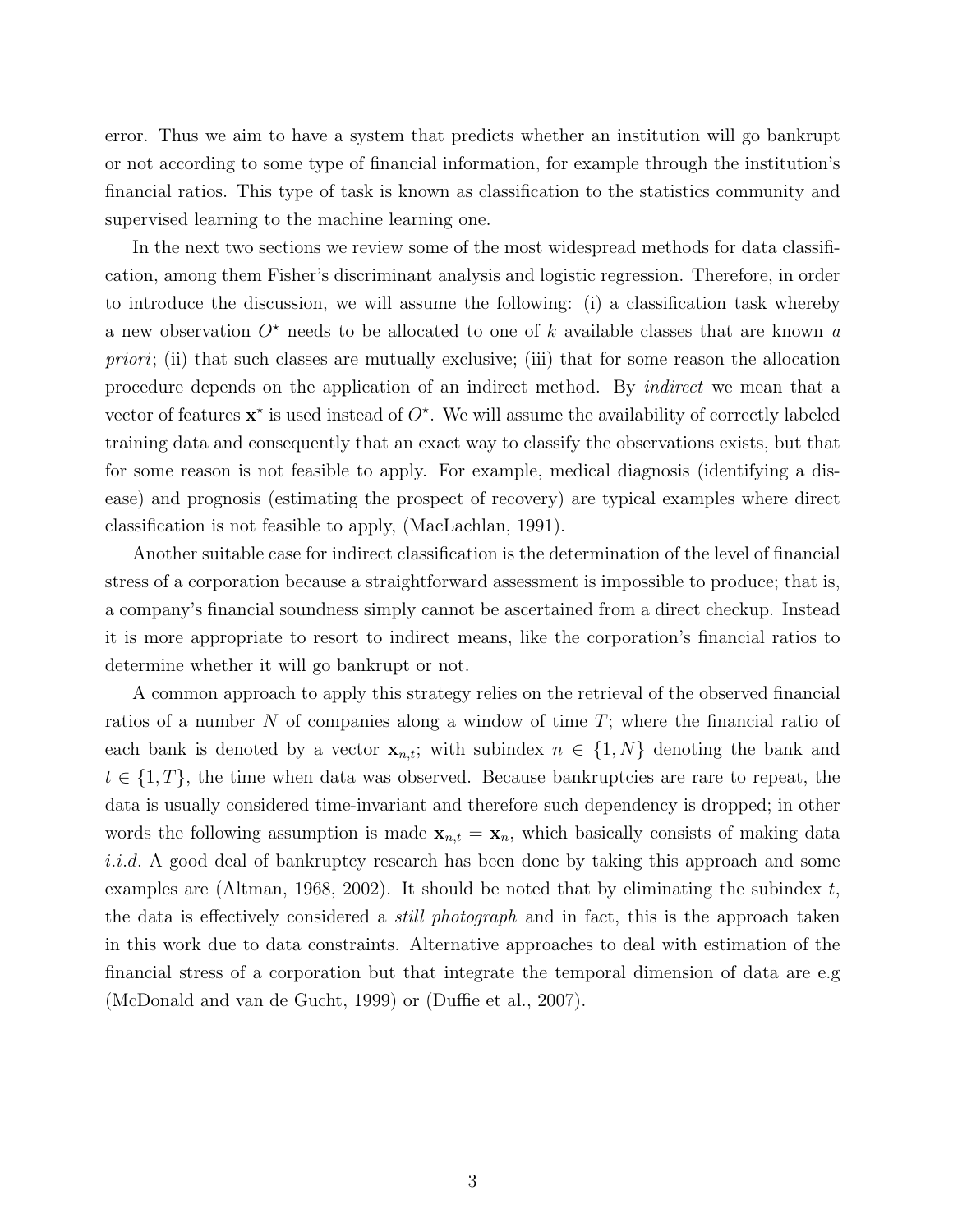error. Thus we aim to have a system that predicts whether an institution will go bankrupt or not according to some type of financial information, for example through the institution's financial ratios. This type of task is known as classification to the statistics community and supervised learning to the machine learning one.

In the next two sections we review some of the most widespread methods for data classification, among them Fisher's discriminant analysis and logistic regression. Therefore, in order to introduce the discussion, we will assume the following: (i) a classification task whereby a new observation $O^\star$ needs to be allocated to one of $k$ available classes that are known *a priori*; (ii) that such classes are mutually exclusive; (iii) that for some reason the allocation procedure depends on the application of an indirect method. By *indirect* we mean that a vector of features $\mathbf{x}^\star$ is used instead of $O^\star$. We will assume the availability of correctly labeled training data and consequently that an exact way to classify the observations exists, but that for some reason is not feasible to apply. For example, medical diagnosis (identifying a disease) and prognosis (estimating the prospect of recovery) are typical examples where direct classification is not feasible to apply, (MacLachlan, 1991).

Another suitable case for indirect classification is the determination of the level of financial stress of a corporation because a straightforward assessment is impossible to produce; that is, a company's financial soundness simply cannot be ascertained from a direct checkup. Instead it is more appropriate to resort to indirect means, like the corporation's financial ratios to determine whether it will go bankrupt or not.

A common approach to apply this strategy relies on the retrieval of the observed financial ratios of a number $N$ of companies along a window of time $T$; where the financial ratio of each bank is denoted by a vector $\mathbf{x}_{n,t}$; with subindex $n \in \{1, N\}$ denoting the bank and $t \in \{1, T\}$, the time when data was observed. Because bankruptcies are rare to repeat, the data is usually considered time-invariant and therefore such dependency is dropped; in other words the following assumption is made $\mathbf{x}_{n,t} = \mathbf{x}_n$, which basically consists of making data *i.i.d.* A good deal of bankruptcy research has been done by taking this approach and some examples are (Altman, 1968, 2002). It should be noted that by eliminating the subindex $t$, the data is effectively considered a *still photograph* and in fact, this is the approach taken in this work due to data constraints. Alternative approaches to deal with estimation of the financial stress of a corporation but that integrate the temporal dimension of data are e.g (McDonald and van de Gucht, 1999) or (Duffie et al., 2007).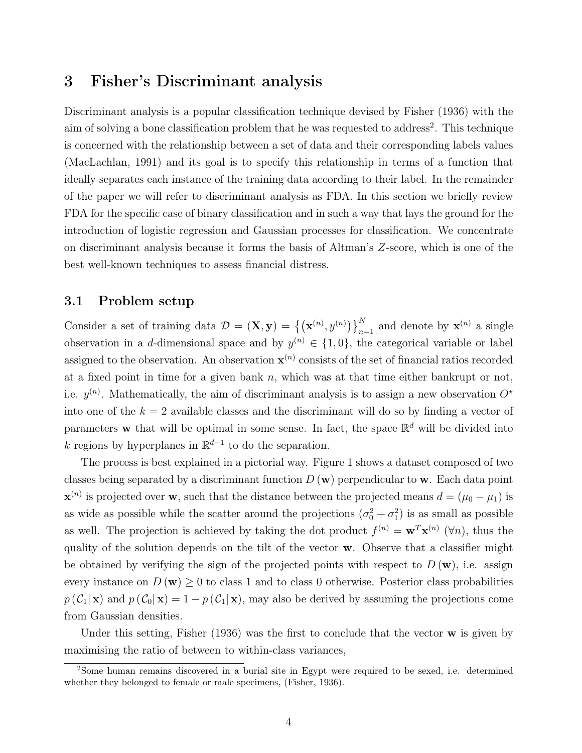## 3 Fisher's Discriminant analysis

Discriminant analysis is a popular classification technique devised by Fisher (1936) with the aim of solving a bone classification problem that he was requested to address[2]. This technique is concerned with the relationship between a set of data and their corresponding labels values (MacLachlan, 1991) and its goal is to specify this relationship in terms of a function that ideally separates each instance of the training data according to their label. In the remainder of the paper we will refer to discriminant analysis as FDA. In this section we briefly review FDA for the specific case of binary classification and in such a way that lays the ground for the introduction of logistic regression and Gaussian processes for classification. We concentrate on discriminant analysis because it forms the basis of Altman's $Z$-score, which is one of the best well-known techniques to assess financial distress.

### 3.1 Problem setup

Consider a set of training data $\mathcal{D} = (\mathbf{X}, \mathbf{y}) = \left\{\left(\mathbf{x}^{(n)}, y^{(n)}\right)\right\}_{n=1}^{N}$ and denote by $\mathbf{x}^{(n)}$ a single observation in a $d$-dimensional space and by $y^{(n)} \in \{1, 0\}$, the categorical variable or label assigned to the observation. An observation $\mathbf{x}^{(n)}$ consists of the set of financial ratios recorded at a fixed point in time for a given bank $n$, which was at that time either bankrupt or not, i.e. $y^{(n)}$. Mathematically, the aim of discriminant analysis is to assign a new observation $O^{\star}$ into one of the $k = 2$ available classes and the discriminant will do so by finding a vector of parameters $\mathbf{w}$ that will be optimal in some sense. In fact, the space $\mathbb{R}^d$ will be divided into $k$ regions by hyperplanes in $\mathbb{R}^{d-1}$ to do the separation.

The process is best explained in a pictorial way. Figure 1 shows a dataset composed of two classes being separated by a discriminant function $D(\mathbf{w})$ perpendicular to $\mathbf{w}$. Each data point $\mathbf{x}^{(n)}$ is projected over $\mathbf{w}$, such that the distance between the projected means $d = (\mu_0 - \mu_1)$ is as wide as possible while the scatter around the projections $(\sigma_0^2 + \sigma_1^2)$ is as small as possible as well. The projection is achieved by taking the dot product $f^{(n)} = \mathbf{w}^T \mathbf{x}^{(n)}$ $(\forall n)$, thus the quality of the solution depends on the tilt of the vector $\mathbf{w}$. Observe that a classifier might be obtained by verifying the sign of the projected points with respect to $D(\mathbf{w})$, i.e. assign every instance on $D(\mathbf{w}) \geq 0$ to class 1 and to class 0 otherwise. Posterior class probabilities $p(\mathcal{C}_1|\,\mathbf{x})$ and $p(\mathcal{C}_0|\,\mathbf{x}) = 1 - p(\mathcal{C}_1|\,\mathbf{x})$, may also be derived by assuming the projections come from Gaussian densities.

Under this setting, Fisher (1936) was the first to conclude that the vector $\mathbf{w}$ is given by maximising the ratio of between to within-class variances,

[2] Some human remains discovered in a burial site in Egypt were required to be sexed, i.e. determined whether they belonged to female or male specimens, (Fisher, 1936).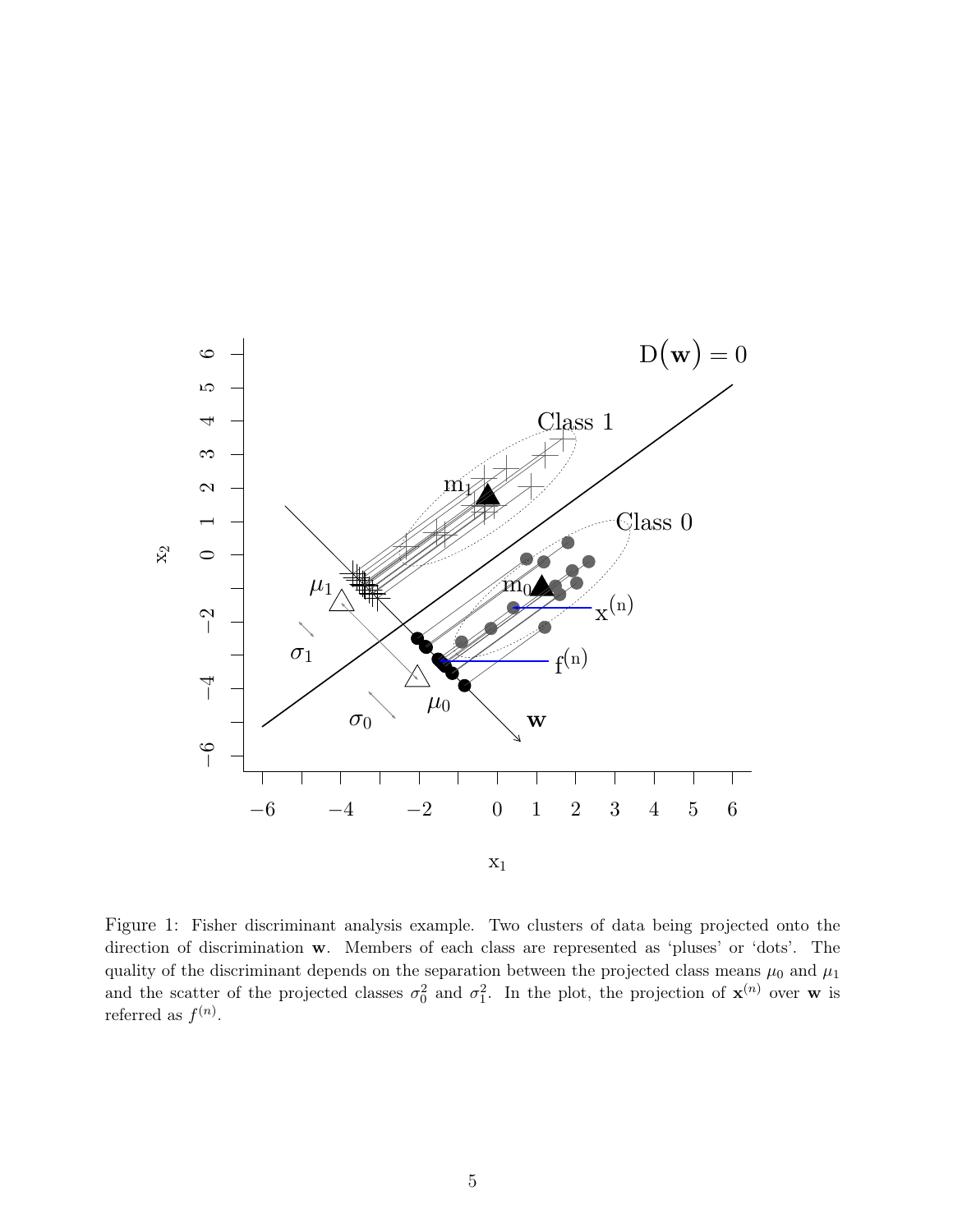Figure 1: Fisher discriminant analysis example. Two clusters of data being projected onto the direction of discrimination $\mathbf{w}$. Members of each class are represented as 'pluses' or 'dots'. The quality of the discriminant depends on the separation between the projected class means $\mu_0$ and $\mu_1$ and the scatter of the projected classes $\sigma_0^2$ and $\sigma_1^2$. In the plot, the projection of $\mathbf{x}^{(n)}$ over $\mathbf{w}$ is referred as $f^{(n)}$.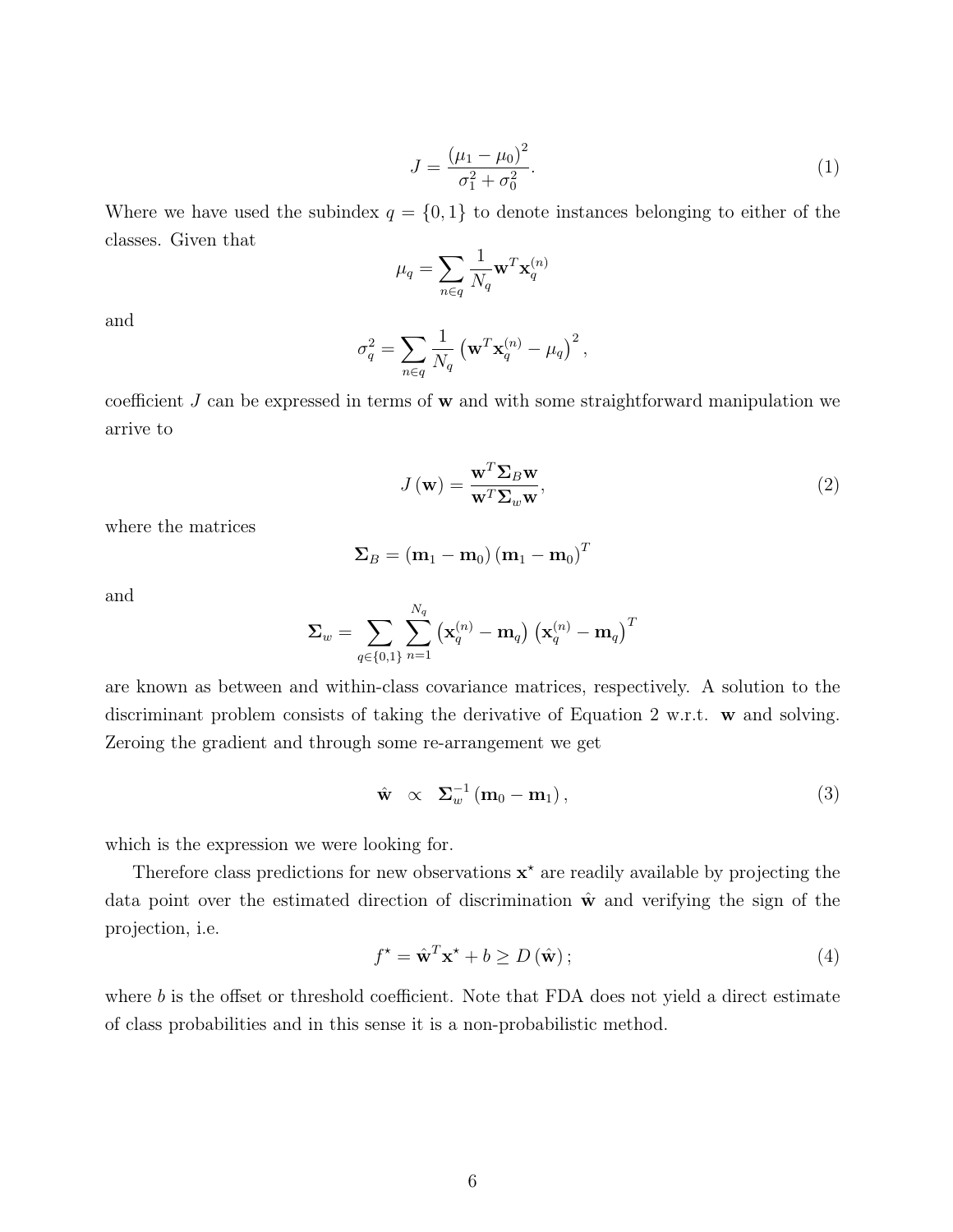$$J = \frac{\left(\mu_1 - \mu_0\right)^2}{\sigma_1^2 + \sigma_0^2}. \tag{1}$$

Where we have used the subindex $q = \{0, 1\}$ to denote instances belonging to either of the classes. Given that

$$\mu_q = \sum_{n \in q} \frac{1}{N_q} \mathbf{w}^T \mathbf{x}_q^{(n)}$$

and

$$\sigma_q^2 = \sum_{n \in q} \frac{1}{N_q} \left(\mathbf{w}^T \mathbf{x}_q^{(n)} - \mu_q\right)^2,$$

coefficient $J$ can be expressed in terms of $\mathbf{w}$ and with some straightforward manipulation we arrive to

$$J\left(\mathbf{w}\right) = \frac{\mathbf{w}^T \mathbf{\Sigma}_B \mathbf{w}}{\mathbf{w}^T \mathbf{\Sigma}_w \mathbf{w}}, \tag{2}$$

where the matrices

$$\mathbf{\Sigma}_B = \left(\mathbf{m}_1 - \mathbf{m}_0\right)\left(\mathbf{m}_1 - \mathbf{m}_0\right)^T$$

and

$$\mathbf{\Sigma}_w = \sum_{q \in \{0,1\}} \sum_{n=1}^{N_q} \left(\mathbf{x}_q^{(n)} - \mathbf{m}_q\right)\left(\mathbf{x}_q^{(n)} - \mathbf{m}_q\right)^T$$

are known as between and within-class covariance matrices, respectively. A solution to the discriminant problem consists of taking the derivative of Equation 2 w.r.t. $\mathbf{w}$ and solving. Zeroing the gradient and through some re-arrangement we get

$$\hat{\mathbf{w}} \;\; \propto \;\; \mathbf{\Sigma}_w^{-1}\left(\mathbf{m}_0 - \mathbf{m}_1\right), \tag{3}$$

which is the expression we were looking for.

Therefore class predictions for new observations $\mathbf{x}^\star$ are readily available by projecting the data point over the estimated direction of discrimination $\hat{\mathbf{w}}$ and verifying the sign of the projection, i.e.

$$f^\star = \hat{\mathbf{w}}^T \mathbf{x}^\star + b \geq D\left(\hat{\mathbf{w}}\right); \tag{4}$$

where $b$ is the offset or threshold coefficient. Note that FDA does not yield a direct estimate of class probabilities and in this sense it is a non-probabilistic method.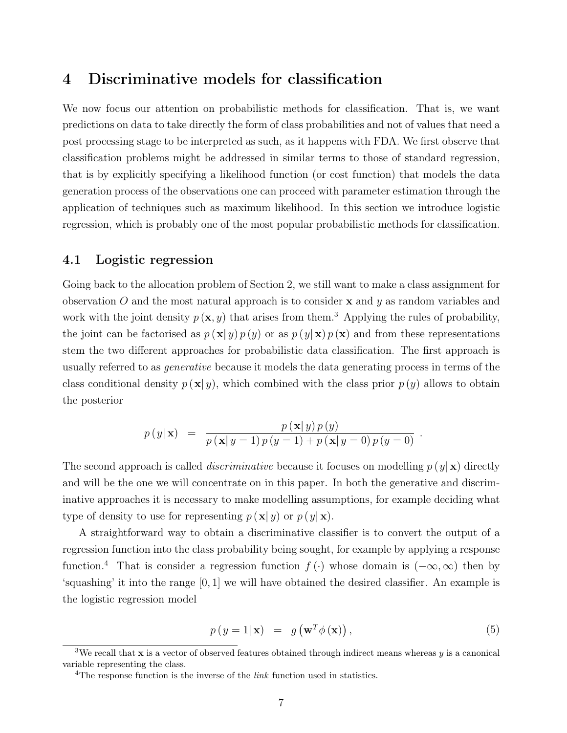# 4 Discriminative models for classification

We now focus our attention on probabilistic methods for classification. That is, we want predictions on data to take directly the form of class probabilities and not of values that need a post processing stage to be interpreted as such, as it happens with FDA. We first observe that classification problems might be addressed in similar terms to those of standard regression, that is by explicitly specifying a likelihood function (or cost function) that models the data generation process of the observations one can proceed with parameter estimation through the application of techniques such as maximum likelihood. In this section we introduce logistic regression, which is probably one of the most popular probabilistic methods for classification.

## 4.1 Logistic regression

Going back to the allocation problem of Section 2, we still want to make a class assignment for observation $O$ and the most natural approach is to consider $\mathbf{x}$ and $y$ as random variables and work with the joint density $p(\mathbf{x}, y)$ that arises from them.[3] Applying the rules of probability, the joint can be factorised as $p(\mathbf{x}|\, y)\, p(y)$ or as $p(y|\,\mathbf{x})\, p(\mathbf{x})$ and from these representations stem the two different approaches for probabilistic data classification. The first approach is usually referred to as *generative* because it models the data generating process in terms of the class conditional density $p(\mathbf{x}|\, y)$, which combined with the class prior $p(y)$ allows to obtain the posterior

$$p(y|\,\mathbf{x}) \;=\; \frac{p(\mathbf{x}|\, y)\, p(y)}{p(\mathbf{x}|\, y=1)\, p(y=1) + p(\mathbf{x}|\, y=0)\, p(y=0)} \;.$$

The second approach is called *discriminative* because it focuses on modelling $p(y|\,\mathbf{x})$ directly and will be the one we will concentrate on in this paper. In both the generative and discriminative approaches it is necessary to make modelling assumptions, for example deciding what type of density to use for representing $p(\mathbf{x}|\, y)$ or $p(y|\,\mathbf{x})$.

A straightforward way to obtain a discriminative classifier is to convert the output of a regression function into the class probability being sought, for example by applying a response function.[4] That is consider a regression function $f(\cdot)$ whose domain is $(-\infty, \infty)$ then by 'squashing' it into the range $[0, 1]$ we will have obtained the desired classifier. An example is the logistic regression model

$$p(y=1|\,\mathbf{x}) \;=\; g\left(\mathbf{w}^T \phi(\mathbf{x})\right), \tag{5}$$

[3] We recall that $\mathbf{x}$ is a vector of observed features obtained through indirect means whereas $y$ is a canonical variable representing the class.

[4] The response function is the inverse of the *link* function used in statistics.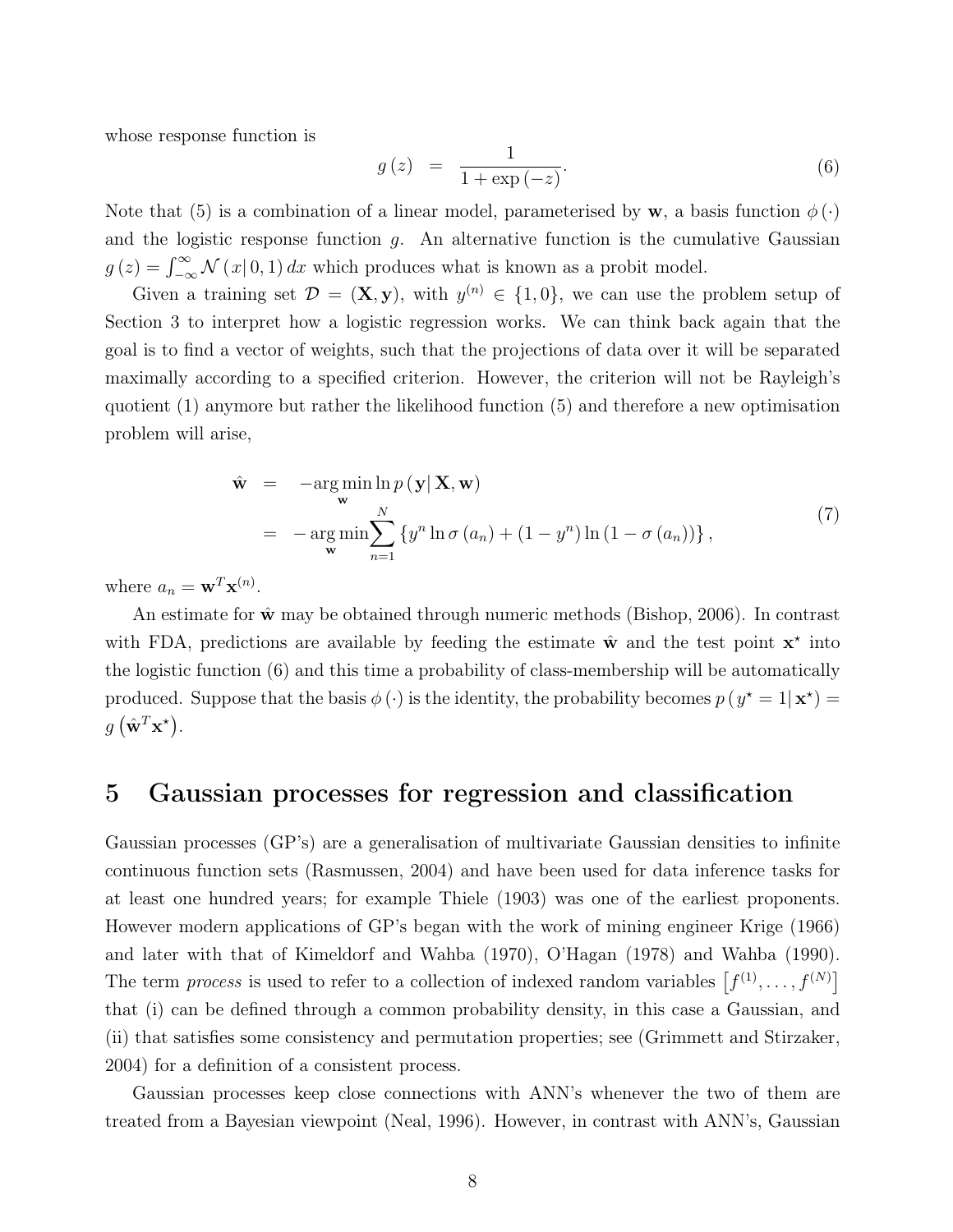whose response function is

$$g(z) = \frac{1}{1 + \exp(-z)}. \tag{6}$$

Note that (5) is a combination of a linear model, parameterised by $\mathbf{w}$, a basis function $\phi(\cdot)$ and the logistic response function $g$. An alternative function is the cumulative Gaussian $g(z) = \int_{-\infty}^{\infty} \mathcal{N}(x|\, 0, 1)\, dx$ which produces what is known as a probit model.

Given a training set $\mathcal{D} = (\mathbf{X}, \mathbf{y})$, with $y^{(n)} \in \{1, 0\}$, we can use the problem setup of Section 3 to interpret how a logistic regression works. We can think back again that the goal is to find a vector of weights, such that the projections of data over it will be separated maximally according to a specified criterion. However, the criterion will not be Rayleigh's quotient (1) anymore but rather the likelihood function (5) and therefore a new optimisation problem will arise,

$$\begin{aligned}
\hat{\mathbf{w}} &= -\arg\min_{\mathbf{w}} \ln p(\mathbf{y}|\, \mathbf{X}, \mathbf{w}) \\
&= -\arg\min_{\mathbf{w}} \sum_{n=1}^{N} \{y^n \ln \sigma(a_n) + (1 - y^n) \ln (1 - \sigma(a_n))\},
\end{aligned} \tag{7}$$

where $a_n = \mathbf{w}^T \mathbf{x}^{(n)}$.

An estimate for $\hat{\mathbf{w}}$ may be obtained through numeric methods (Bishop, 2006). In contrast with FDA, predictions are available by feeding the estimate $\hat{\mathbf{w}}$ and the test point $\mathbf{x}^\star$ into the logistic function (6) and this time a probability of class-membership will be automatically produced. Suppose that the basis $\phi(\cdot)$ is the identity, the probability becomes $p(y^\star = 1|\, \mathbf{x}^\star) = g(\hat{\mathbf{w}}^T \mathbf{x}^\star)$.

# 5 Gaussian processes for regression and classification

Gaussian processes (GP's) are a generalisation of multivariate Gaussian densities to infinite continuous function sets (Rasmussen, 2004) and have been used for data inference tasks for at least one hundred years; for example Thiele (1903) was one of the earliest proponents. However modern applications of GP's began with the work of mining engineer Krige (1966) and later with that of Kimeldorf and Wahba (1970), O'Hagan (1978) and Wahba (1990). The term *process* is used to refer to a collection of indexed random variables $\left[f^{(1)}, \ldots, f^{(N)}\right]$ that (i) can be defined through a common probability density, in this case a Gaussian, and (ii) that satisfies some consistency and permutation properties; see (Grimmett and Stirzaker, 2004) for a definition of a consistent process.

Gaussian processes keep close connections with ANN's whenever the two of them are treated from a Bayesian viewpoint (Neal, 1996). However, in contrast with ANN's, Gaussian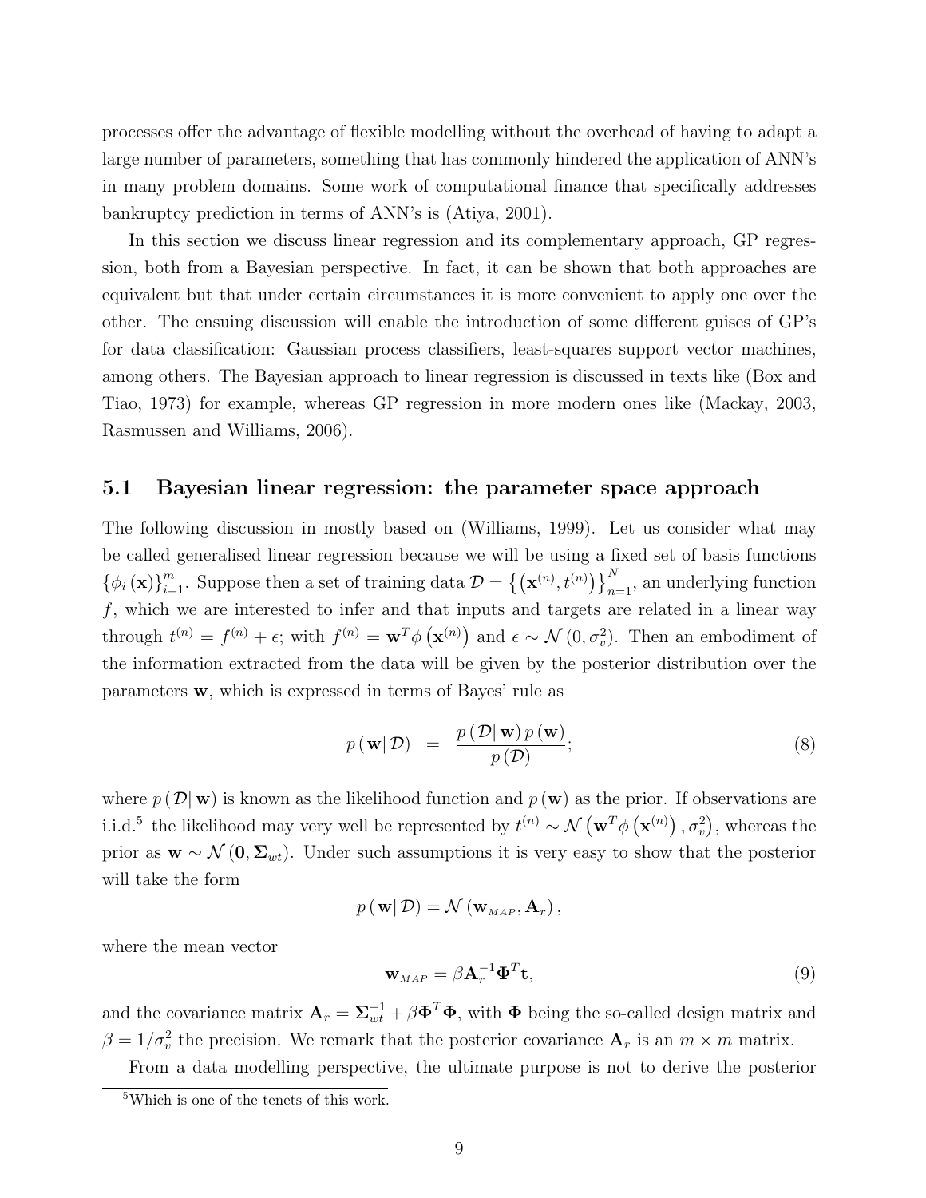processes offer the advantage of flexible modelling without the overhead of having to adapt a large number of parameters, something that has commonly hindered the application of ANN's in many problem domains. Some work of computational finance that specifically addresses bankruptcy prediction in terms of ANN's is (Atiya, 2001).

In this section we discuss linear regression and its complementary approach, GP regression, both from a Bayesian perspective. In fact, it can be shown that both approaches are equivalent but that under certain circumstances it is more convenient to apply one over the other. The ensuing discussion will enable the introduction of some different guises of GP's for data classification: Gaussian process classifiers, least-squares support vector machines, among others. The Bayesian approach to linear regression is discussed in texts like (Box and Tiao, 1973) for example, whereas GP regression in more modern ones like (Mackay, 2003, Rasmussen and Williams, 2006).

## 5.1 Bayesian linear regression: the parameter space approach

The following discussion in mostly based on (Williams, 1999). Let us consider what may be called generalised linear regression because we will be using a fixed set of basis functions $\{\phi_i(\mathbf{x})\}_{i=1}^m$. Suppose then a set of training data $\mathcal{D} = \left\{\left(\mathbf{x}^{(n)}, t^{(n)}\right)\right\}_{n=1}^N$, an underlying function $f$, which we are interested to infer and that inputs and targets are related in a linear way through $t^{(n)} = f^{(n)} + \epsilon$; with $f^{(n)} = \mathbf{w}^T \phi\left(\mathbf{x}^{(n)}\right)$ and $\epsilon \sim \mathcal{N}\left(0, \sigma_v^2\right)$. Then an embodiment of the information extracted from the data will be given by the posterior distribution over the parameters $\mathbf{w}$, which is expressed in terms of Bayes' rule as

$$p(\mathbf{w}|\mathcal{D}) = \frac{p(\mathcal{D}|\mathbf{w})\, p(\mathbf{w})}{p(\mathcal{D})}; \tag{8}$$

where $p(\mathcal{D}|\mathbf{w})$ is known as the likelihood function and $p(\mathbf{w})$ as the prior. If observations are i.i.d.[5] the likelihood may very well be represented by $t^{(n)} \sim \mathcal{N}\left(\mathbf{w}^T \phi\left(\mathbf{x}^{(n)}\right), \sigma_v^2\right)$, whereas the prior as $\mathbf{w} \sim \mathcal{N}\left(\mathbf{0}, \mathbf{\Sigma}_{wt}\right)$. Under such assumptions it is very easy to show that the posterior will take the form

$$p(\mathbf{w}|\mathcal{D}) = \mathcal{N}\left(\mathbf{w}_{MAP}, \mathbf{A}_r\right),$$

where the mean vector

$$\mathbf{w}_{MAP} = \beta \mathbf{A}_r^{-1} \mathbf{\Phi}^T \mathbf{t}, \tag{9}$$

and the covariance matrix $\mathbf{A}_r = \mathbf{\Sigma}_{wt}^{-1} + \beta \mathbf{\Phi}^T \mathbf{\Phi}$, with $\mathbf{\Phi}$ being the so-called design matrix and $\beta = 1/\sigma_v^2$ the precision. We remark that the posterior covariance $\mathbf{A}_r$ is an $m \times m$ matrix.

From a data modelling perspective, the ultimate purpose is not to derive the posterior

[5] Which is one of the tenets of this work.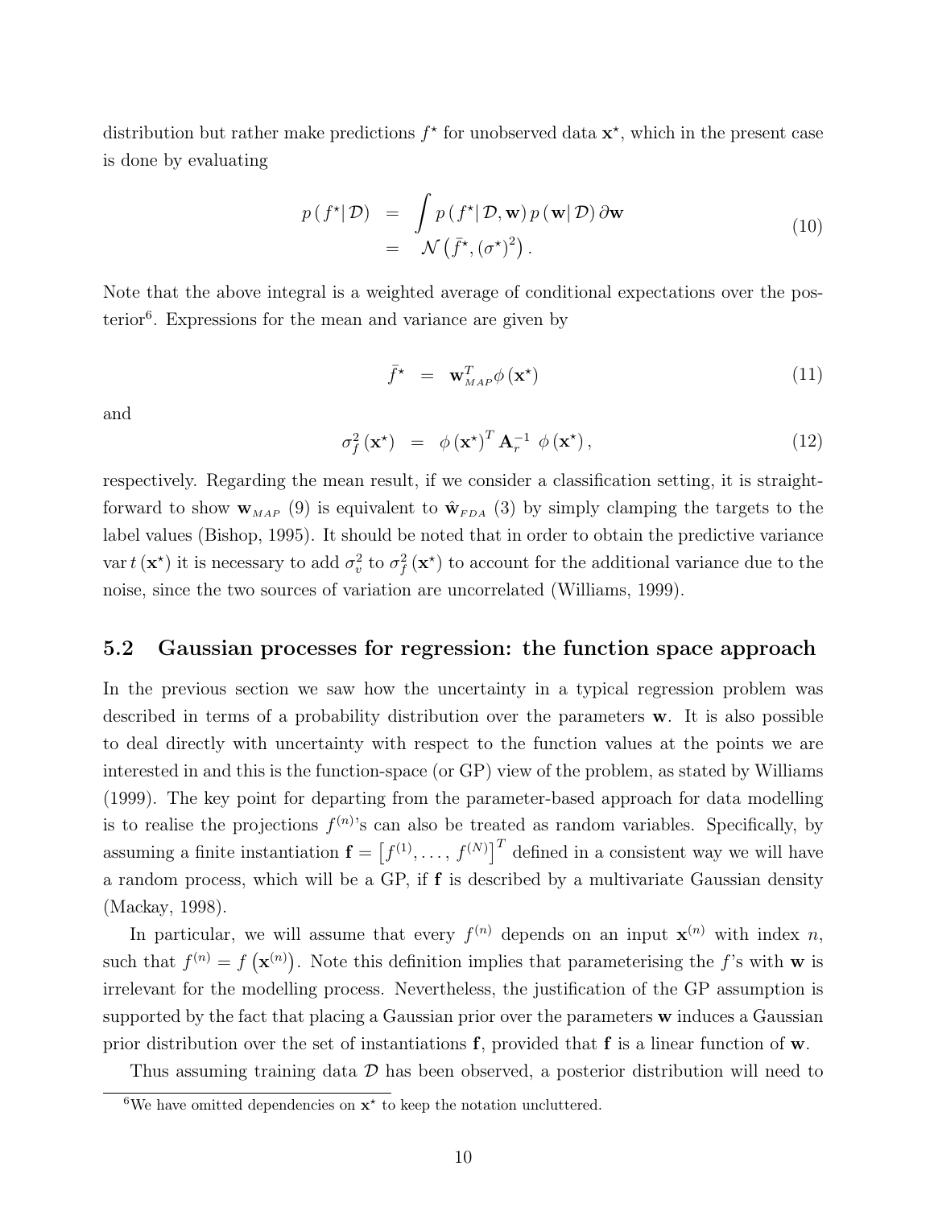distribution but rather make predictions $f^{\star}$ for unobserved data $\mathbf{x}^{\star}$, which in the present case is done by evaluating

$$
\begin{aligned}
p\left(f^{\star} \mid \mathcal{D}\right) &= \int p\left(f^{\star} \mid \mathcal{D}, \mathbf{w}\right) p\left(\mathbf{w} \mid \mathcal{D}\right) \partial \mathbf{w} \\
&= \mathcal{N}\left(\bar{f}^{\star}, (\sigma^{\star})^{2}\right).
\end{aligned}
\tag{10}
$$

Note that the above integral is a weighted average of conditional expectations over the posterior[6]. Expressions for the mean and variance are given by

$$
\bar{f}^{\star} = \mathbf{w}_{MAP}^{T} \phi\left(\mathbf{x}^{\star}\right) \tag{11}
$$

and

$$
\sigma_{f}^{2}\left(\mathbf{x}^{\star}\right) = \phi\left(\mathbf{x}^{\star}\right)^{T} \mathbf{A}_{r}^{-1} \, \phi\left(\mathbf{x}^{\star}\right), \tag{12}
$$

respectively. Regarding the mean result, if we consider a classification setting, it is straightforward to show $\mathbf{w}_{MAP}$ (9) is equivalent to $\hat{\mathbf{w}}_{FDA}$ (3) by simply clamping the targets to the label values (Bishop, 1995). It should be noted that in order to obtain the predictive variance $\operatorname{var} t\left(\mathbf{x}^{\star}\right)$ it is necessary to add $\sigma_{v}^{2}$ to $\sigma_{f}^{2}\left(\mathbf{x}^{\star}\right)$ to account for the additional variance due to the noise, since the two sources of variation are uncorrelated (Williams, 1999).

## 5.2 Gaussian processes for regression: the function space approach

In the previous section we saw how the uncertainty in a typical regression problem was described in terms of a probability distribution over the parameters $\mathbf{w}$. It is also possible to deal directly with uncertainty with respect to the function values at the points we are interested in and this is the function-space (or GP) view of the problem, as stated by Williams (1999). The key point for departing from the parameter-based approach for data modelling is to realise the projections $f^{(n)}$'s can also be treated as random variables. Specifically, by assuming a finite instantiation $\mathbf{f} = \left[f^{(1)}, \ldots, f^{(N)}\right]^{T}$ defined in a consistent way we will have a random process, which will be a GP, if $\mathbf{f}$ is described by a multivariate Gaussian density (Mackay, 1998).

In particular, we will assume that every $f^{(n)}$ depends on an input $\mathbf{x}^{(n)}$ with index $n$, such that $f^{(n)} = f\left(\mathbf{x}^{(n)}\right)$. Note this definition implies that parameterising the $f$'s with $\mathbf{w}$ is irrelevant for the modelling process. Nevertheless, the justification of the GP assumption is supported by the fact that placing a Gaussian prior over the parameters $\mathbf{w}$ induces a Gaussian prior distribution over the set of instantiations $\mathbf{f}$, provided that $\mathbf{f}$ is a linear function of $\mathbf{w}$.

Thus assuming training data $\mathcal{D}$ has been observed, a posterior distribution will need to

[6] We have omitted dependencies on $\mathbf{x}^{\star}$ to keep the notation uncluttered.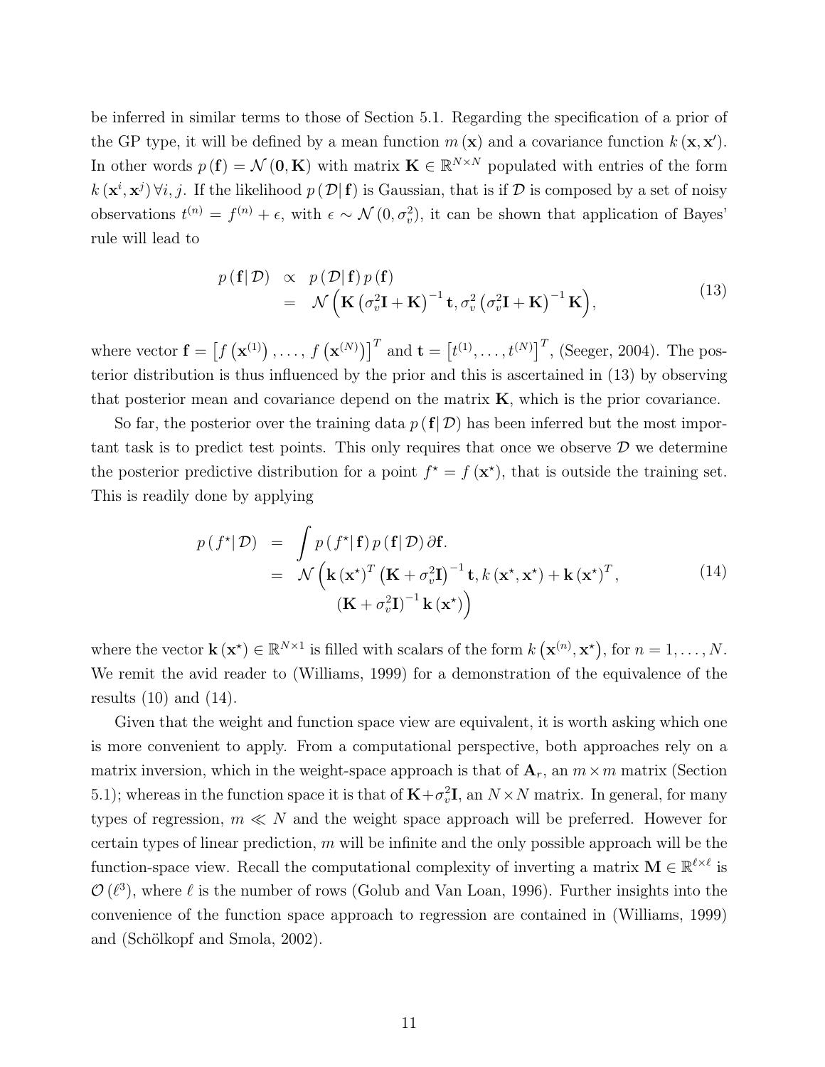be inferred in similar terms to those of Section 5.1. Regarding the specification of a prior of the GP type, it will be defined by a mean function $m(\mathbf{x})$ and a covariance function $k(\mathbf{x}, \mathbf{x}')$. In other words $p(\mathbf{f}) = \mathcal{N}(\mathbf{0}, \mathbf{K})$ with matrix $\mathbf{K} \in \mathbb{R}^{N \times N}$ populated with entries of the form $k(\mathbf{x}^i, \mathbf{x}^j)\, \forall i, j$. If the likelihood $p(\mathcal{D}|\,\mathbf{f})$ is Gaussian, that is if $\mathcal{D}$ is composed by a set of noisy observations $t^{(n)} = f^{(n)} + \epsilon$, with $\epsilon \sim \mathcal{N}(0, \sigma_v^2)$, it can be shown that application of Bayes' rule will lead to

$$
\begin{aligned}
p(\mathbf{f}|\,\mathcal{D}) &\propto p(\mathcal{D}|\,\mathbf{f})\, p(\mathbf{f}) \\
&= \mathcal{N}\Big(\mathbf{K}\left(\sigma_v^2\mathbf{I} + \mathbf{K}\right)^{-1}\mathbf{t}, \sigma_v^2\left(\sigma_v^2\mathbf{I} + \mathbf{K}\right)^{-1}\mathbf{K}\Big),
\end{aligned}
\tag{13}
$$

where vector $\mathbf{f} = \left[f\left(\mathbf{x}^{(1)}\right), \ldots, f\left(\mathbf{x}^{(N)}\right)\right]^T$ and $\mathbf{t} = \left[t^{(1)}, \ldots, t^{(N)}\right]^T$, (Seeger, 2004). The posterior distribution is thus influenced by the prior and this is ascertained in (13) by observing that posterior mean and covariance depend on the matrix $\mathbf{K}$, which is the prior covariance.

So far, the posterior over the training data $p(\mathbf{f}|\,\mathcal{D})$ has been inferred but the most important task is to predict test points. This only requires that once we observe $\mathcal{D}$ we determine the posterior predictive distribution for a point $f^\star = f(\mathbf{x}^\star)$, that is outside the training set. This is readily done by applying

$$
\begin{aligned}
p(f^\star|\,\mathcal{D}) &= \int p(f^\star|\,\mathbf{f})\, p(\mathbf{f}|\,\mathcal{D})\, \partial\mathbf{f}. \\
&= \mathcal{N}\Big(\mathbf{k}(\mathbf{x}^\star)^T \left(\mathbf{K} + \sigma_v^2\mathbf{I}\right)^{-1}\mathbf{t}, k(\mathbf{x}^\star, \mathbf{x}^\star) + \mathbf{k}(\mathbf{x}^\star)^T, \\
&\qquad \left(\mathbf{K} + \sigma_v^2\mathbf{I}\right)^{-1}\mathbf{k}(\mathbf{x}^\star)\Big)
\end{aligned}
\tag{14}
$$

where the vector $\mathbf{k}(\mathbf{x}^\star) \in \mathbb{R}^{N \times 1}$ is filled with scalars of the form $k\left(\mathbf{x}^{(n)}, \mathbf{x}^\star\right)$, for $n = 1, \ldots, N$. We remit the avid reader to (Williams, 1999) for a demonstration of the equivalence of the results (10) and (14).

Given that the weight and function space view are equivalent, it is worth asking which one is more convenient to apply. From a computational perspective, both approaches rely on a matrix inversion, which in the weight-space approach is that of $\mathbf{A}_r$, an $m \times m$ matrix (Section 5.1); whereas in the function space it is that of $\mathbf{K} + \sigma_v^2\mathbf{I}$, an $N \times N$ matrix. In general, for many types of regression, $m \ll N$ and the weight space approach will be preferred. However for certain types of linear prediction, $m$ will be infinite and the only possible approach will be the function-space view. Recall the computational complexity of inverting a matrix $\mathbf{M} \in \mathbb{R}^{\ell \times \ell}$ is $\mathcal{O}(\ell^3)$, where $\ell$ is the number of rows (Golub and Van Loan, 1996). Further insights into the convenience of the function space approach to regression are contained in (Williams, 1999) and (Schölkopf and Smola, 2002).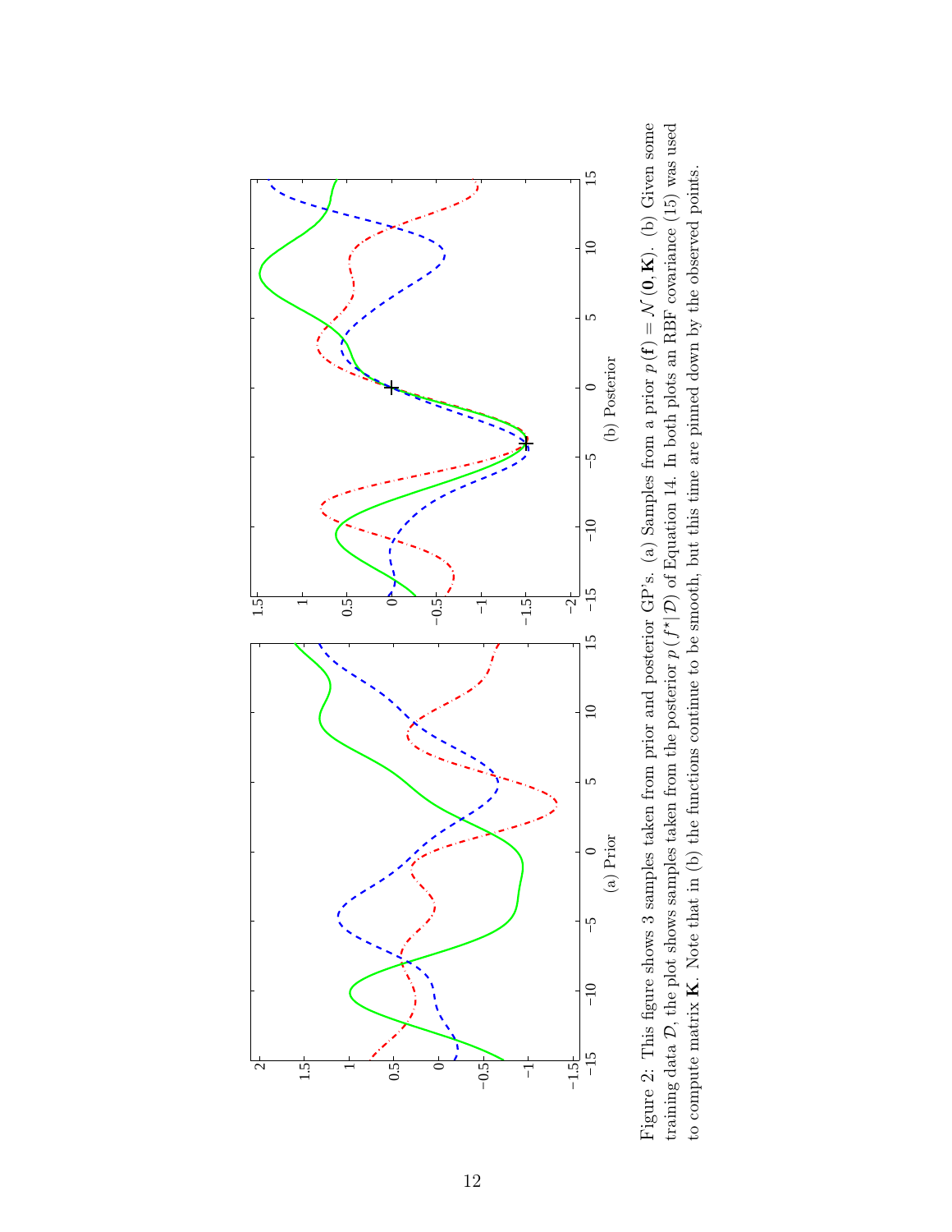(a) Prior

(b) Posterior

Figure 2: This figure shows 3 samples taken from prior and posterior GP's. (a) Samples from a prior $p(\mathbf{f}) = \mathcal{N}(\mathbf{0}, \mathbf{K})$. (b) Given some training data $\mathcal{D}$, the plot shows samples taken from the posterior $p(f^{\star}|\mathcal{D})$ of Equation 14. In both plots an RBF covariance (15) was used to compute matrix $\mathbf{K}$. Note that in (b) the functions continue to be smooth, but this time are pinned down by the observed points.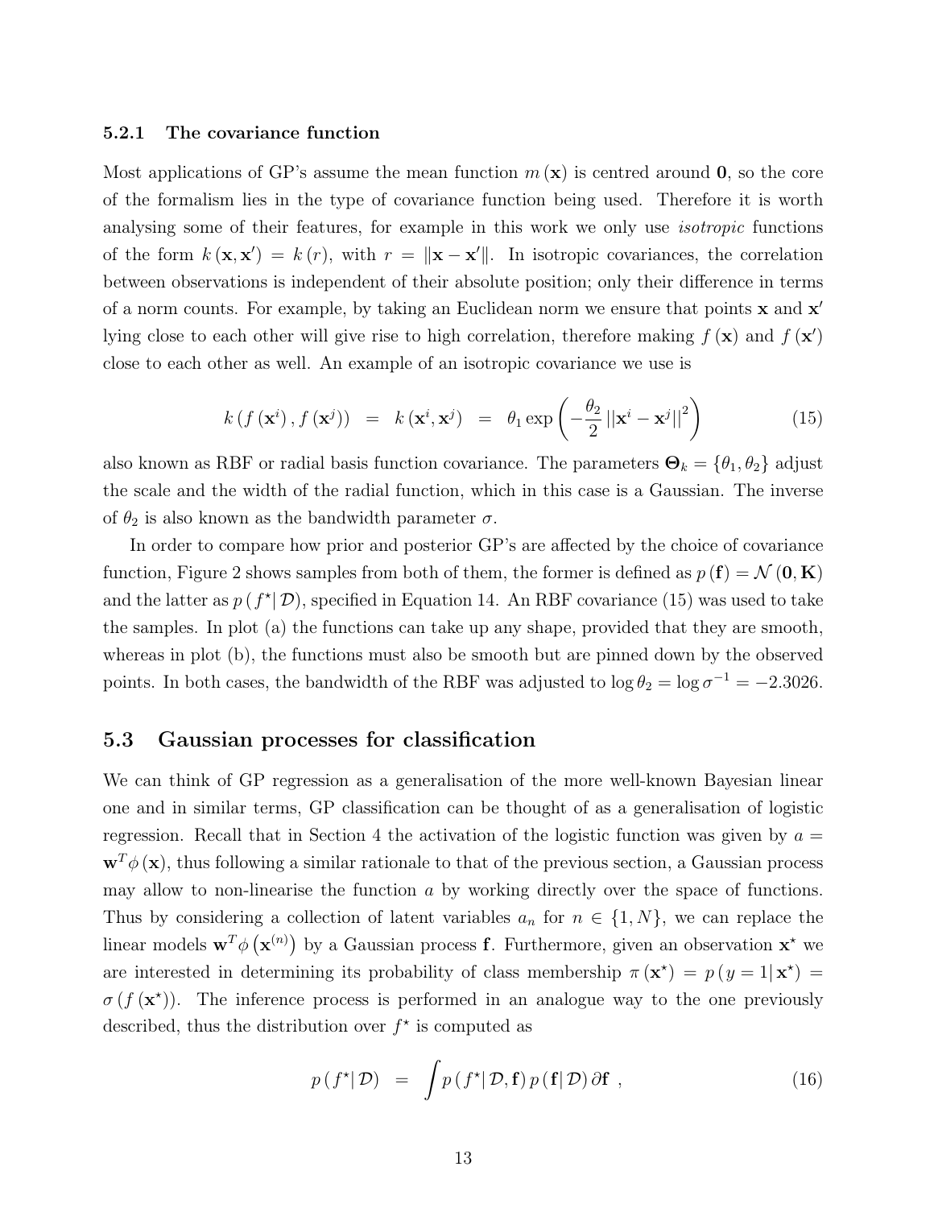### 5.2.1 The covariance function

Most applications of GP's assume the mean function $m(\mathbf{x})$ is centred around $\mathbf{0}$, so the core of the formalism lies in the type of covariance function being used. Therefore it is worth analysing some of their features, for example in this work we only use *isotropic* functions of the form $k(\mathbf{x}, \mathbf{x}') = k(r)$, with $r = \|\mathbf{x} - \mathbf{x}'\|$. In isotropic covariances, the correlation between observations is independent of their absolute position; only their difference in terms of a norm counts. For example, by taking an Euclidean norm we ensure that points $\mathbf{x}$ and $\mathbf{x}'$ lying close to each other will give rise to high correlation, therefore making $f(\mathbf{x})$ and $f(\mathbf{x}')$ close to each other as well. An example of an isotropic covariance we use is

$$k\left(f\left(\mathbf{x}^i\right), f\left(\mathbf{x}^j\right)\right) \;=\; k\left(\mathbf{x}^i, \mathbf{x}^j\right) \;=\; \theta_1 \exp\left(-\frac{\theta_2}{2}\left|\left|\mathbf{x}^i - \mathbf{x}^j\right|\right|^2\right) \tag{15}$$

also known as RBF or radial basis function covariance. The parameters $\mathbf{\Theta}_k = \{\theta_1, \theta_2\}$ adjust the scale and the width of the radial function, which in this case is a Gaussian. The inverse of $\theta_2$ is also known as the bandwidth parameter $\sigma$.

In order to compare how prior and posterior GP's are affected by the choice of covariance function, Figure 2 shows samples from both of them, the former is defined as $p(\mathbf{f}) = \mathcal{N}(\mathbf{0}, \mathbf{K})$ and the latter as $p(f^{\star}|\,\mathcal{D})$, specified in Equation 14. An RBF covariance (15) was used to take the samples. In plot (a) the functions can take up any shape, provided that they are smooth, whereas in plot (b), the functions must also be smooth but are pinned down by the observed points. In both cases, the bandwidth of the RBF was adjusted to $\log\theta_2 = \log\sigma^{-1} = -2.3026$.

## 5.3 Gaussian processes for classification

We can think of GP regression as a generalisation of the more well-known Bayesian linear one and in similar terms, GP classification can be thought of as a generalisation of logistic regression. Recall that in Section 4 the activation of the logistic function was given by $a = \mathbf{w}^T\phi(\mathbf{x})$, thus following a similar rationale to that of the previous section, a Gaussian process may allow to non-linearise the function $a$ by working directly over the space of functions. Thus by considering a collection of latent variables $a_n$ for $n \in \{1, N\}$, we can replace the linear models $\mathbf{w}^T\phi\left(\mathbf{x}^{(n)}\right)$ by a Gaussian process $\mathbf{f}$. Furthermore, given an observation $\mathbf{x}^{\star}$ we are interested in determining its probability of class membership $\pi(\mathbf{x}^{\star}) = p(y = 1|\,\mathbf{x}^{\star}) = \sigma(f(\mathbf{x}^{\star}))$. The inference process is performed in an analogue way to the one previously described, thus the distribution over $f^{\star}$ is computed as

$$p(f^{\star}|\,\mathcal{D}) \;=\; \int p(f^{\star}|\,\mathcal{D}, \mathbf{f})\, p(\mathbf{f}|\,\mathcal{D})\, \partial\mathbf{f}\ , \tag{16}$$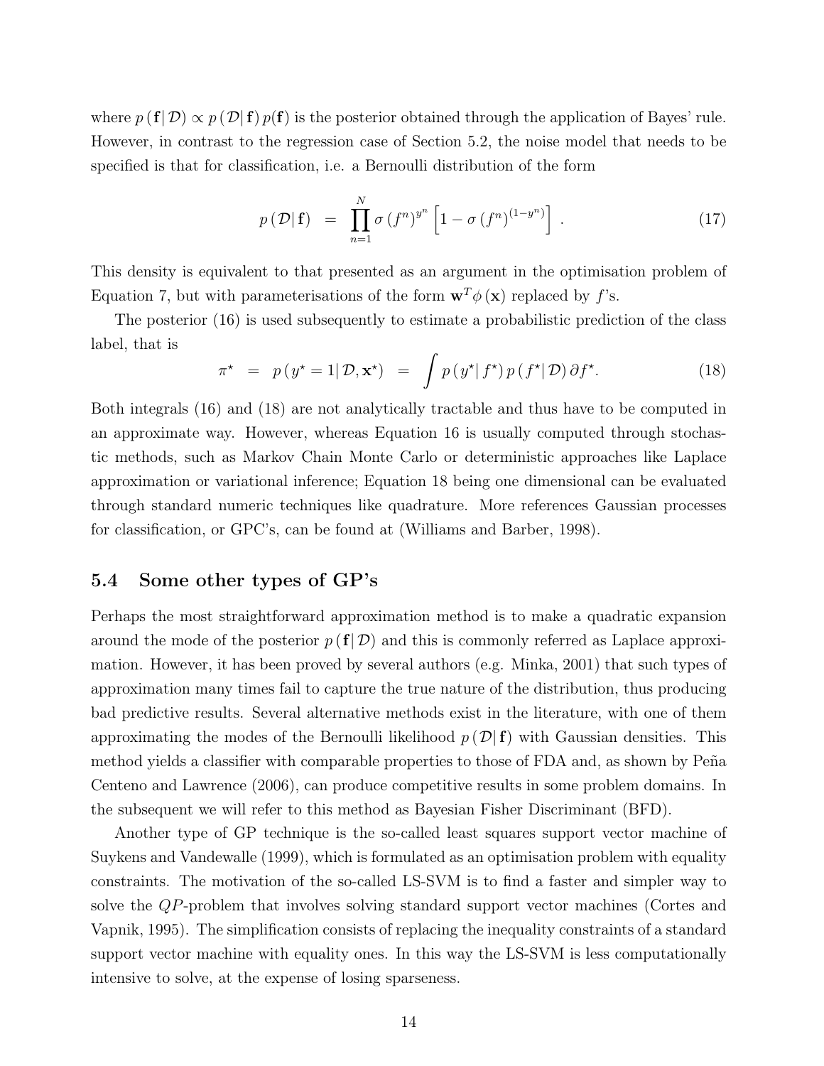where $p(\mathbf{f}|\mathcal{D}) \propto p(\mathcal{D}|\mathbf{f})\, p(\mathbf{f})$ is the posterior obtained through the application of Bayes' rule. However, in contrast to the regression case of Section 5.2, the noise model that needs to be specified is that for classification, i.e. a Bernoulli distribution of the form

$$p(\mathcal{D}|\mathbf{f}) \;=\; \prod_{n=1}^{N} \sigma(f^n)^{y^n} \left[1 - \sigma(f^n)^{(1-y^n)}\right] . \tag{17}$$

This density is equivalent to that presented as an argument in the optimisation problem of Equation 7, but with parameterisations of the form $\mathbf{w}^T \phi(\mathbf{x})$ replaced by $f$'s.

The posterior (16) is used subsequently to estimate a probabilistic prediction of the class label, that is

$$\pi^\star \;=\; p(y^\star = 1|\mathcal{D}, \mathbf{x}^\star) \;=\; \int p(y^\star|f^\star)\, p(f^\star|\mathcal{D})\, \partial f^\star. \tag{18}$$

Both integrals (16) and (18) are not analytically tractable and thus have to be computed in an approximate way. However, whereas Equation 16 is usually computed through stochastic methods, such as Markov Chain Monte Carlo or deterministic approaches like Laplace approximation or variational inference; Equation 18 being one dimensional can be evaluated through standard numeric techniques like quadrature. More references Gaussian processes for classification, or GPC's, can be found at (Williams and Barber, 1998).

## 5.4 Some other types of GP's

Perhaps the most straightforward approximation method is to make a quadratic expansion around the mode of the posterior $p(\mathbf{f}|\mathcal{D})$ and this is commonly referred as Laplace approximation. However, it has been proved by several authors (e.g. Minka, 2001) that such types of approximation many times fail to capture the true nature of the distribution, thus producing bad predictive results. Several alternative methods exist in the literature, with one of them approximating the modes of the Bernoulli likelihood $p(\mathcal{D}|\mathbf{f})$ with Gaussian densities. This method yields a classifier with comparable properties to those of FDA and, as shown by Peña Centeno and Lawrence (2006), can produce competitive results in some problem domains. In the subsequent we will refer to this method as Bayesian Fisher Discriminant (BFD).

Another type of GP technique is the so-called least squares support vector machine of Suykens and Vandewalle (1999), which is formulated as an optimisation problem with equality constraints. The motivation of the so-called LS-SVM is to find a faster and simpler way to solve the $QP$-problem that involves solving standard support vector machines (Cortes and Vapnik, 1995). The simplification consists of replacing the inequality constraints of a standard support vector machine with equality ones. In this way the LS-SVM is less computationally intensive to solve, at the expense of losing sparseness.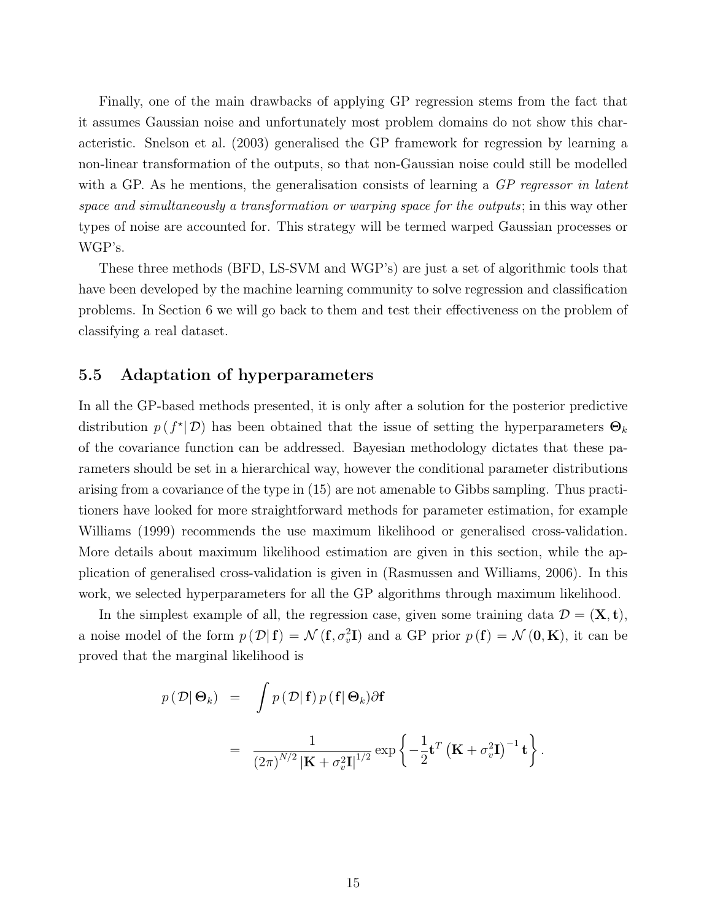Finally, one of the main drawbacks of applying GP regression stems from the fact that it assumes Gaussian noise and unfortunately most problem domains do not show this characteristic. Snelson et al. (2003) generalised the GP framework for regression by learning a non-linear transformation of the outputs, so that non-Gaussian noise could still be modelled with a GP. As he mentions, the generalisation consists of learning a *GP regressor in latent space and simultaneously a transformation or warping space for the outputs*; in this way other types of noise are accounted for. This strategy will be termed warped Gaussian processes or WGP's.

These three methods (BFD, LS-SVM and WGP's) are just a set of algorithmic tools that have been developed by the machine learning community to solve regression and classification problems. In Section 6 we will go back to them and test their effectiveness on the problem of classifying a real dataset.

## 5.5 Adaptation of hyperparameters

In all the GP-based methods presented, it is only after a solution for the posterior predictive distribution $p\left(f^{\star}\middle|\mathcal{D}\right)$ has been obtained that the issue of setting the hyperparameters $\mathbf{\Theta}_k$ of the covariance function can be addressed. Bayesian methodology dictates that these parameters should be set in a hierarchical way, however the conditional parameter distributions arising from a covariance of the type in (15) are not amenable to Gibbs sampling. Thus practitioners have looked for more straightforward methods for parameter estimation, for example Williams (1999) recommends the use maximum likelihood or generalised cross-validation. More details about maximum likelihood estimation are given in this section, while the application of generalised cross-validation is given in (Rasmussen and Williams, 2006). In this work, we selected hyperparameters for all the GP algorithms through maximum likelihood.

In the simplest example of all, the regression case, given some training data $\mathcal{D} = (\mathbf{X}, \mathbf{t})$, a noise model of the form $p\left(\mathcal{D}\middle|\mathbf{f}\right) = \mathcal{N}\left(\mathbf{f}, \sigma_v^2\mathbf{I}\right)$ and a GP prior $p\left(\mathbf{f}\right) = \mathcal{N}\left(\mathbf{0}, \mathbf{K}\right)$, it can be proved that the marginal likelihood is

$$
\begin{aligned}
p\left(\mathcal{D}\middle|\mathbf{\Theta}_k\right) &= \int p\left(\mathcal{D}\middle|\mathbf{f}\right) p\left(\mathbf{f}\middle|\mathbf{\Theta}_k\right) \partial\mathbf{f} \\
&= \frac{1}{\left(2\pi\right)^{N/2} \left|\mathbf{K} + \sigma_v^2\mathbf{I}\right|^{1/2}} \exp\left\{-\frac{1}{2}\mathbf{t}^T \left(\mathbf{K} + \sigma_v^2\mathbf{I}\right)^{-1} \mathbf{t}\right\}.
\end{aligned}
$$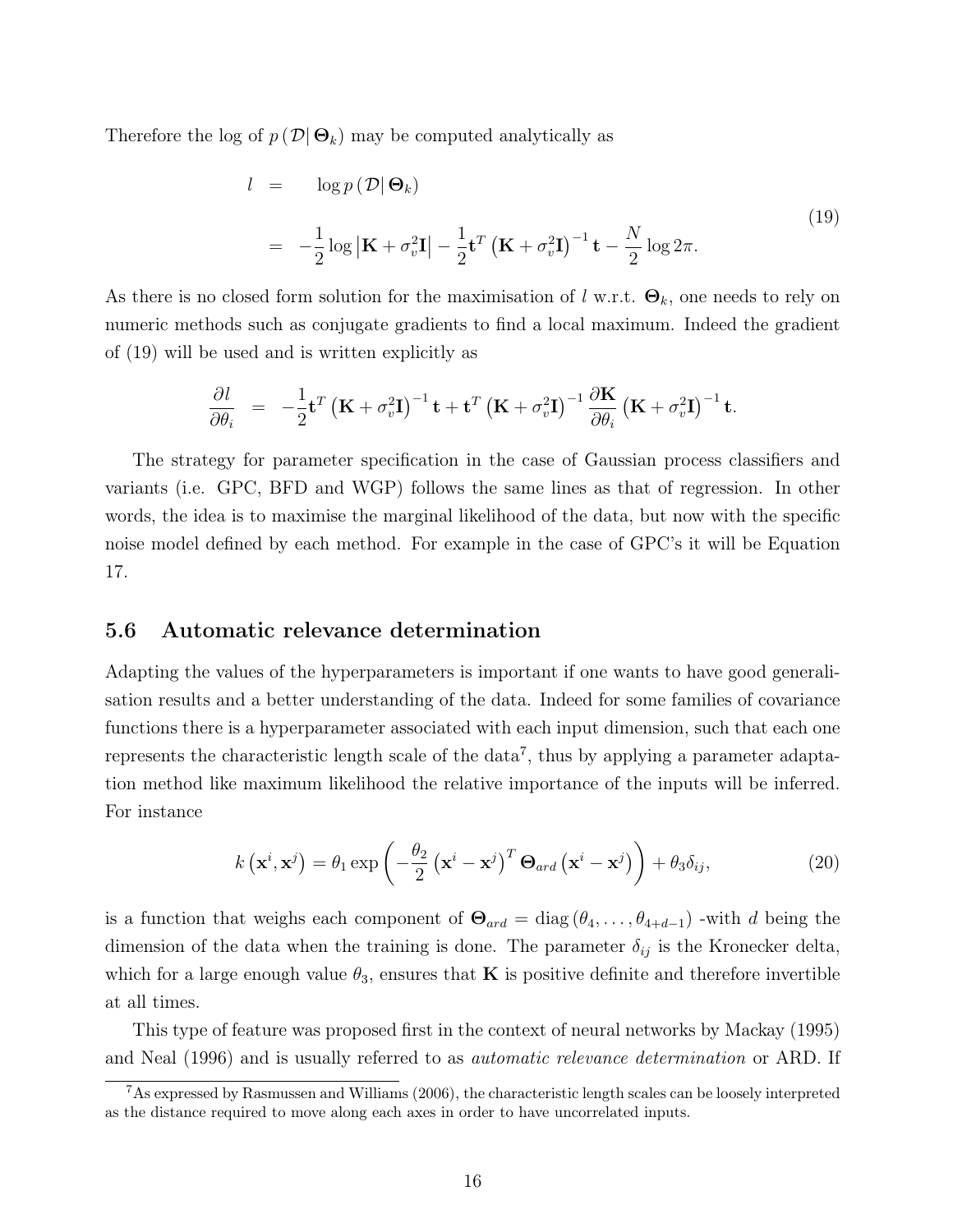Therefore the log of $p(\mathcal{D}|\,\boldsymbol{\Theta}_k)$ may be computed analytically as

$$
\begin{aligned}
l &= \quad \log p(\mathcal{D}|\,\boldsymbol{\Theta}_k) \\
&= -\frac{1}{2}\log\left|\mathbf{K}+\sigma_v^2\mathbf{I}\right| - \frac{1}{2}\mathbf{t}^T\left(\mathbf{K}+\sigma_v^2\mathbf{I}\right)^{-1}\mathbf{t} - \frac{N}{2}\log 2\pi.
\end{aligned}
\tag{19}
$$

As there is no closed form solution for the maximisation of $l$ w.r.t. $\boldsymbol{\Theta}_k$, one needs to rely on numeric methods such as conjugate gradients to find a local maximum. Indeed the gradient of (19) will be used and is written explicitly as

$$
\frac{\partial l}{\partial \theta_i} = -\frac{1}{2}\mathbf{t}^T\left(\mathbf{K}+\sigma_v^2\mathbf{I}\right)^{-1}\mathbf{t} + \mathbf{t}^T\left(\mathbf{K}+\sigma_v^2\mathbf{I}\right)^{-1}\frac{\partial \mathbf{K}}{\partial \theta_i}\left(\mathbf{K}+\sigma_v^2\mathbf{I}\right)^{-1}\mathbf{t}.
$$

The strategy for parameter specification in the case of Gaussian process classifiers and variants (i.e. GPC, BFD and WGP) follows the same lines as that of regression. In other words, the idea is to maximise the marginal likelihood of the data, but now with the specific noise model defined by each method. For example in the case of GPC's it will be Equation 17.

## 5.6 Automatic relevance determination

Adapting the values of the hyperparameters is important if one wants to have good generalisation results and a better understanding of the data. Indeed for some families of covariance functions there is a hyperparameter associated with each input dimension, such that each one represents the characteristic length scale of the data[7], thus by applying a parameter adaptation method like maximum likelihood the relative importance of the inputs will be inferred. For instance

$$
k\left(\mathbf{x}^i,\mathbf{x}^j\right) = \theta_1 \exp\left(-\frac{\theta_2}{2}\left(\mathbf{x}^i-\mathbf{x}^j\right)^T\boldsymbol{\Theta}_{ard}\left(\mathbf{x}^i-\mathbf{x}^j\right)\right) + \theta_3\delta_{ij},
\tag{20}
$$

is a function that weighs each component of $\boldsymbol{\Theta}_{ard} = \operatorname{diag}\left(\theta_4,\ldots,\theta_{4+d-1}\right)$ -with $d$ being the dimension of the data when the training is done. The parameter $\delta_{ij}$ is the Kronecker delta, which for a large enough value $\theta_3$, ensures that $\mathbf{K}$ is positive definite and therefore invertible at all times.

This type of feature was proposed first in the context of neural networks by Mackay (1995) and Neal (1996) and is usually referred to as *automatic relevance determination* or ARD. If

[7] As expressed by Rasmussen and Williams (2006), the characteristic length scales can be loosely interpreted as the distance required to move along each axes in order to have uncorrelated inputs.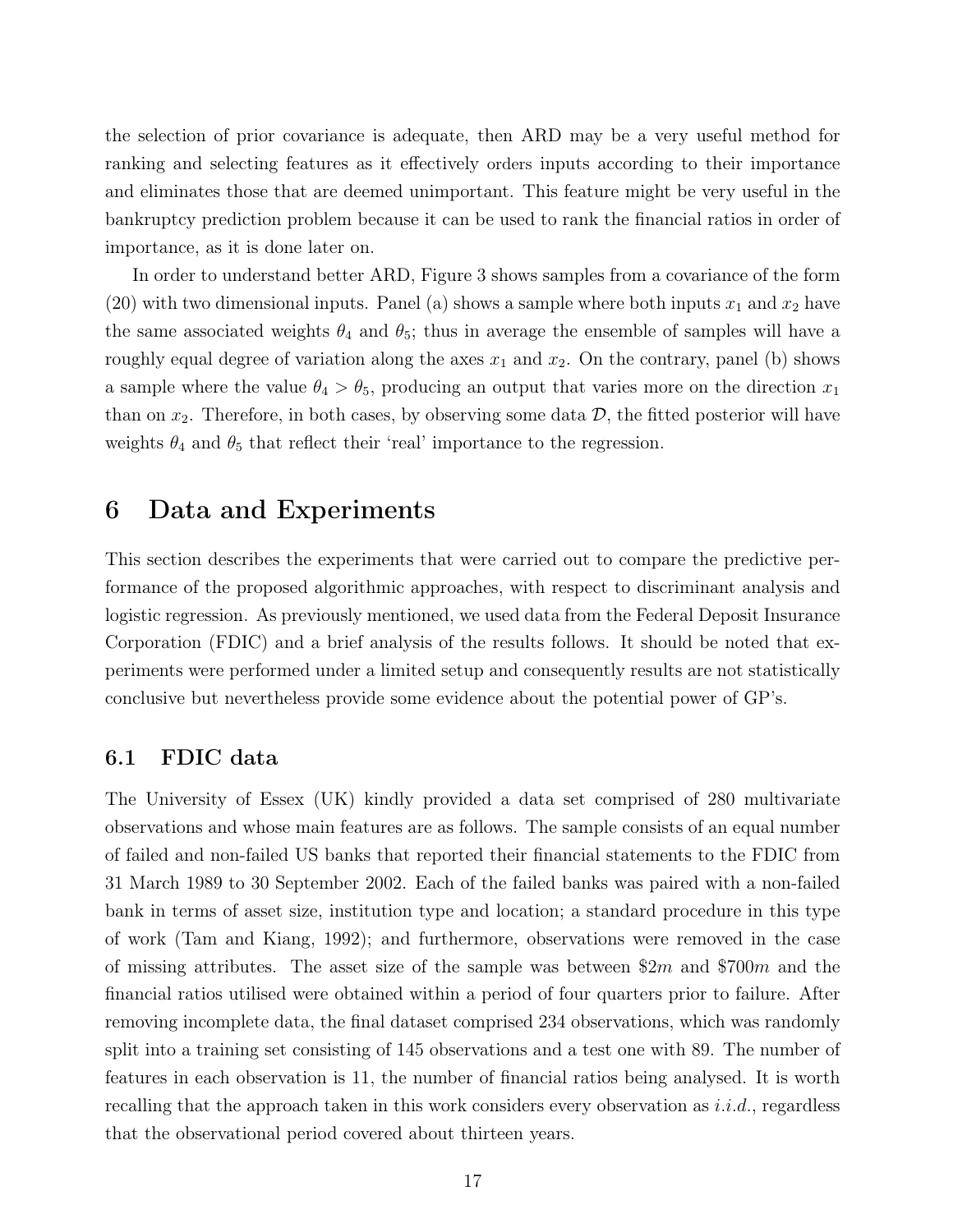the selection of prior covariance is adequate, then ARD may be a very useful method for ranking and selecting features as it effectively orders inputs according to their importance and eliminates those that are deemed unimportant. This feature might be very useful in the bankruptcy prediction problem because it can be used to rank the financial ratios in order of importance, as it is done later on.

In order to understand better ARD, Figure 3 shows samples from a covariance of the form (20) with two dimensional inputs. Panel (a) shows a sample where both inputs $x_1$ and $x_2$ have the same associated weights $\theta_4$ and $\theta_5$; thus in average the ensemble of samples will have a roughly equal degree of variation along the axes $x_1$ and $x_2$. On the contrary, panel (b) shows a sample where the value $\theta_4 > \theta_5$, producing an output that varies more on the direction $x_1$ than on $x_2$. Therefore, in both cases, by observing some data $\mathcal{D}$, the fitted posterior will have weights $\theta_4$ and $\theta_5$ that reflect their 'real' importance to the regression.

# 6 Data and Experiments

This section describes the experiments that were carried out to compare the predictive performance of the proposed algorithmic approaches, with respect to discriminant analysis and logistic regression. As previously mentioned, we used data from the Federal Deposit Insurance Corporation (FDIC) and a brief analysis of the results follows. It should be noted that experiments were performed under a limited setup and consequently results are not statistically conclusive but nevertheless provide some evidence about the potential power of GP's.

## 6.1 FDIC data

The University of Essex (UK) kindly provided a data set comprised of 280 multivariate observations and whose main features are as follows. The sample consists of an equal number of failed and non-failed US banks that reported their financial statements to the FDIC from 31 March 1989 to 30 September 2002. Each of the failed banks was paired with a non-failed bank in terms of asset size, institution type and location; a standard procedure in this type of work (Tam and Kiang, 1992); and furthermore, observations were removed in the case of missing attributes. The asset size of the sample was between \$2$m$ and \$700$m$ and the financial ratios utilised were obtained within a period of four quarters prior to failure. After removing incomplete data, the final dataset comprised 234 observations, which was randomly split into a training set consisting of 145 observations and a test one with 89. The number of features in each observation is 11, the number of financial ratios being analysed. It is worth recalling that the approach taken in this work considers every observation as *i.i.d.*, regardless that the observational period covered about thirteen years.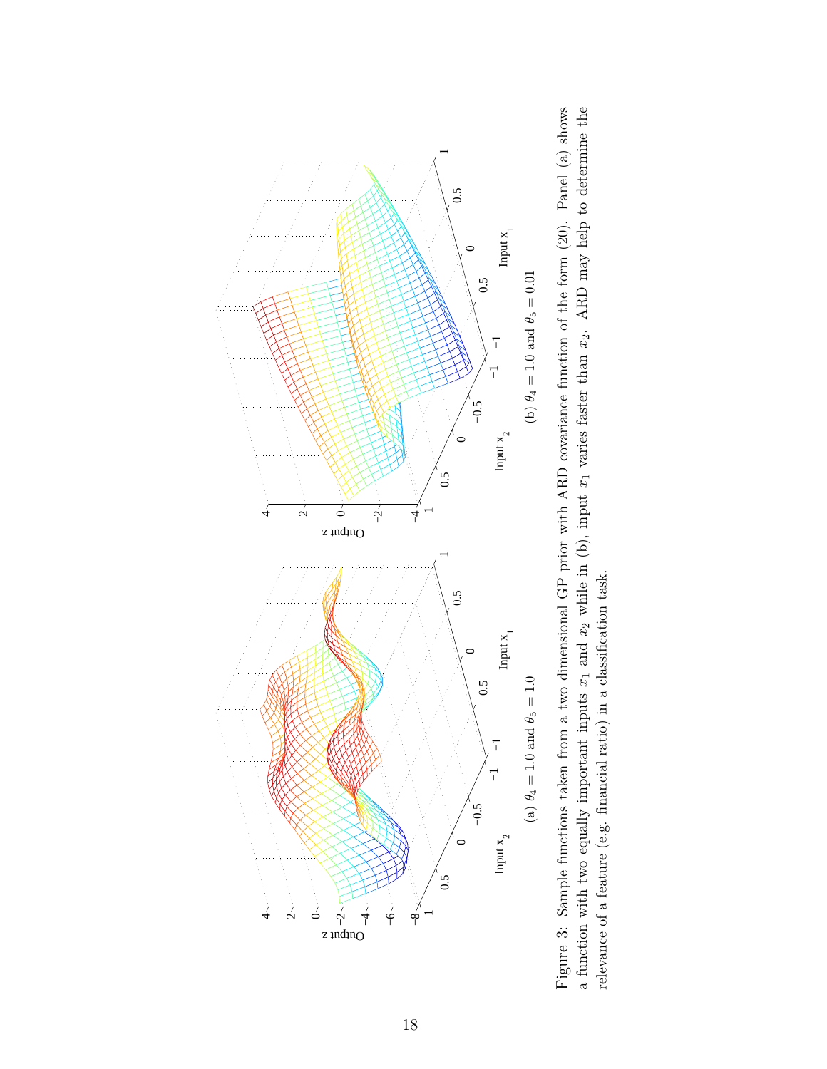(a) $\theta_4 = 1.0$ and $\theta_5 = 1.0$

(b) $\theta_4 = 1.0$ and $\theta_5 = 0.01$

Figure 3: Sample functions taken from a two dimensional GP prior with ARD covariance function of the form (20). Panel (a) shows a function with two equally important inputs $x_1$ and $x_2$ while in (b), input $x_1$ varies faster than $x_2$. ARD may help to determine the relevance of a feature (e.g. financial ratio) in a classification task.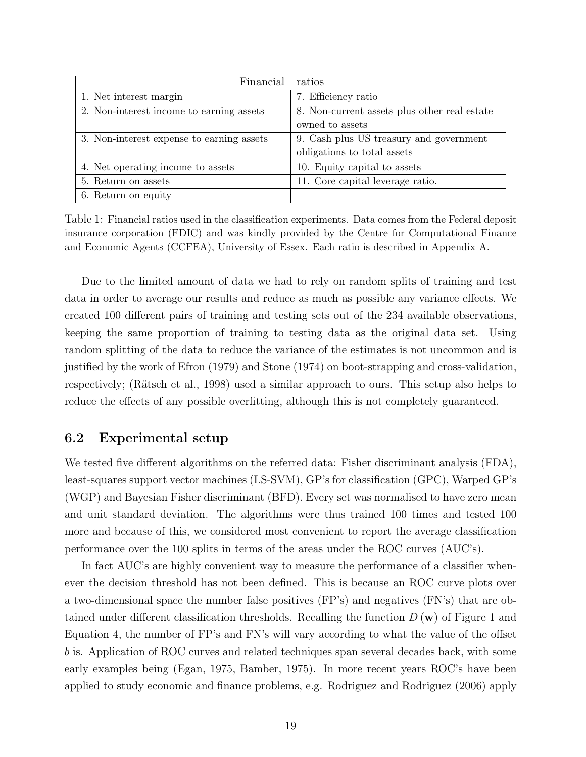| Financial ratios | |
|---|---|
| 1. Net interest margin | 7. Efficiency ratio |
| 2. Non-interest income to earning assets | 8. Non-current assets plus other real estate owned to assets |
| 3. Non-interest expense to earning assets | 9. Cash plus US treasury and government obligations to total assets |
| 4. Net operating income to assets | 10. Equity capital to assets |
| 5. Return on assets | 11. Core capital leverage ratio. |
| 6. Return on equity | |

Table 1: Financial ratios used in the classification experiments. Data comes from the Federal deposit insurance corporation (FDIC) and was kindly provided by the Centre for Computational Finance and Economic Agents (CCFEA), University of Essex. Each ratio is described in Appendix A.

Due to the limited amount of data we had to rely on random splits of training and test data in order to average our results and reduce as much as possible any variance effects. We created 100 different pairs of training and testing sets out of the 234 available observations, keeping the same proportion of training to testing data as the original data set. Using random splitting of the data to reduce the variance of the estimates is not uncommon and is justified by the work of Efron (1979) and Stone (1974) on boot-strapping and cross-validation, respectively; (Rätsch et al., 1998) used a similar approach to ours. This setup also helps to reduce the effects of any possible overfitting, although this is not completely guaranteed.

## 6.2 Experimental setup

We tested five different algorithms on the referred data: Fisher discriminant analysis (FDA), least-squares support vector machines (LS-SVM), GP's for classification (GPC), Warped GP's (WGP) and Bayesian Fisher discriminant (BFD). Every set was normalised to have zero mean and unit standard deviation. The algorithms were thus trained 100 times and tested 100 more and because of this, we considered most convenient to report the average classification performance over the 100 splits in terms of the areas under the ROC curves (AUC's).

In fact AUC's are highly convenient way to measure the performance of a classifier whenever the decision threshold has not been defined. This is because an ROC curve plots over a two-dimensional space the number false positives (FP's) and negatives (FN's) that are obtained under different classification thresholds. Recalling the function $D(\mathbf{w})$ of Figure 1 and Equation 4, the number of FP's and FN's will vary according to what the value of the offset $b$ is. Application of ROC curves and related techniques span several decades back, with some early examples being (Egan, 1975, Bamber, 1975). In more recent years ROC's have been applied to study economic and finance problems, e.g. Rodriguez and Rodriguez (2006) apply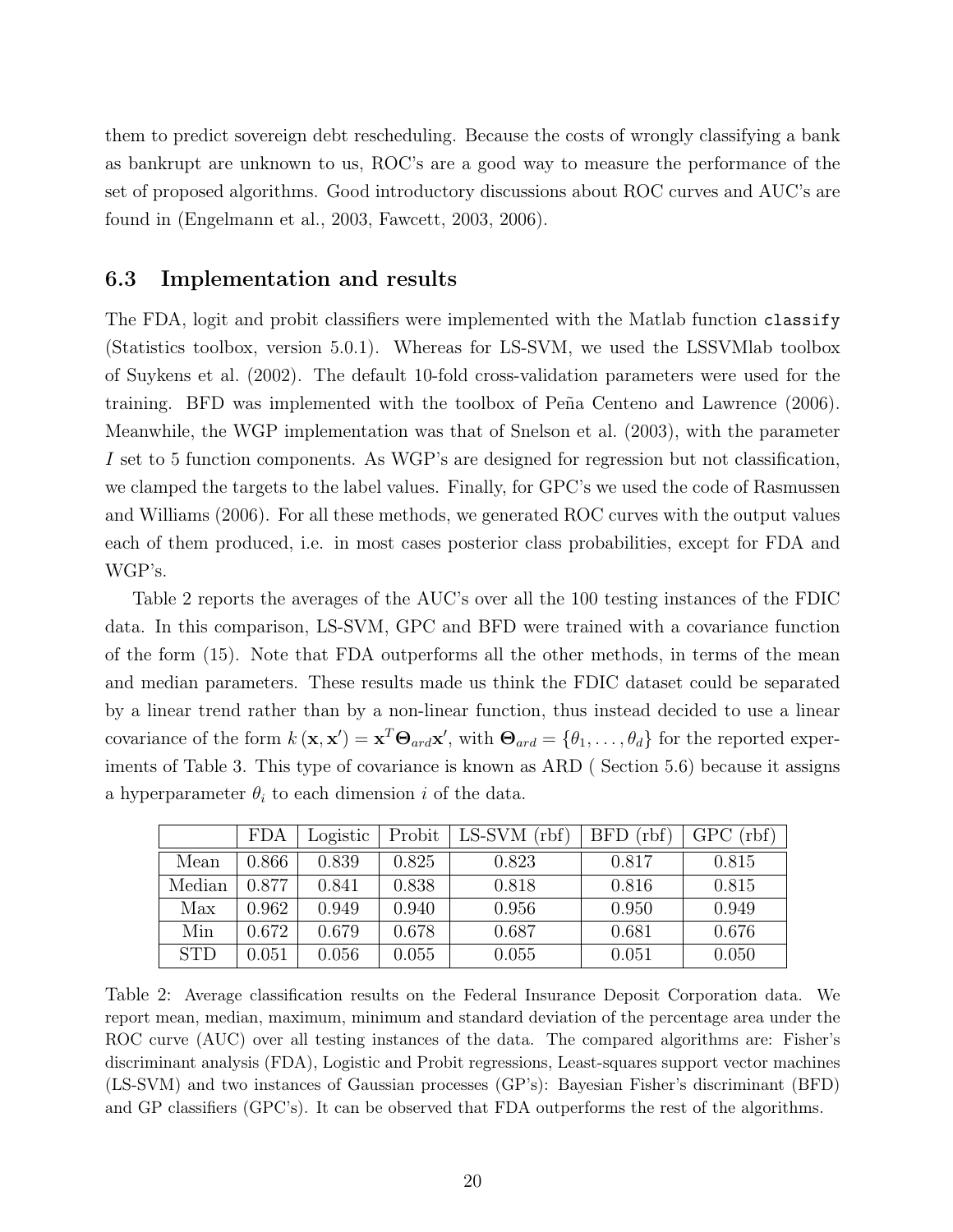them to predict sovereign debt rescheduling. Because the costs of wrongly classifying a bank as bankrupt are unknown to us, ROC's are a good way to measure the performance of the set of proposed algorithms. Good introductory discussions about ROC curves and AUC's are found in (Engelmann et al., 2003, Fawcett, 2003, 2006).

### 6.3 Implementation and results

The FDA, logit and probit classifiers were implemented with the Matlab function `classify` (Statistics toolbox, version 5.0.1). Whereas for LS-SVM, we used the LSSVMlab toolbox of Suykens et al. (2002). The default 10-fold cross-validation parameters were used for the training. BFD was implemented with the toolbox of Peña Centeno and Lawrence (2006). Meanwhile, the WGP implementation was that of Snelson et al. (2003), with the parameter $I$ set to 5 function components. As WGP's are designed for regression but not classification, we clamped the targets to the label values. Finally, for GPC's we used the code of Rasmussen and Williams (2006). For all these methods, we generated ROC curves with the output values each of them produced, i.e. in most cases posterior class probabilities, except for FDA and WGP's.

Table 2 reports the averages of the AUC's over all the 100 testing instances of the FDIC data. In this comparison, LS-SVM, GPC and BFD were trained with a covariance function of the form (15). Note that FDA outperforms all the other methods, in terms of the mean and median parameters. These results made us think the FDIC dataset could be separated by a linear trend rather than by a non-linear function, thus instead decided to use a linear covariance of the form $k(\mathbf{x}, \mathbf{x}') = \mathbf{x}^T \boldsymbol{\Theta}_{ard} \mathbf{x}'$, with $\boldsymbol{\Theta}_{ard} = \{\theta_1, \ldots, \theta_d\}$ for the reported experiments of Table 3. This type of covariance is known as ARD ( Section 5.6) because it assigns a hyperparameter $\theta_i$ to each dimension $i$ of the data.

| | FDA | Logistic | Probit | LS-SVM (rbf) | BFD (rbf) | GPC (rbf) |
|---|---|---|---|---|---|---|
| Mean | 0.866 | 0.839 | 0.825 | 0.823 | 0.817 | 0.815 |
| Median | 0.877 | 0.841 | 0.838 | 0.818 | 0.816 | 0.815 |
| Max | 0.962 | 0.949 | 0.940 | 0.956 | 0.950 | 0.949 |
| Min | 0.672 | 0.679 | 0.678 | 0.687 | 0.681 | 0.676 |
| STD | 0.051 | 0.056 | 0.055 | 0.055 | 0.051 | 0.050 |

Table 2: Average classification results on the Federal Insurance Deposit Corporation data. We report mean, median, maximum, minimum and standard deviation of the percentage area under the ROC curve (AUC) over all testing instances of the data. The compared algorithms are: Fisher's discriminant analysis (FDA), Logistic and Probit regressions, Least-squares support vector machines (LS-SVM) and two instances of Gaussian processes (GP's): Bayesian Fisher's discriminant (BFD) and GP classifiers (GPC's). It can be observed that FDA outperforms the rest of the algorithms.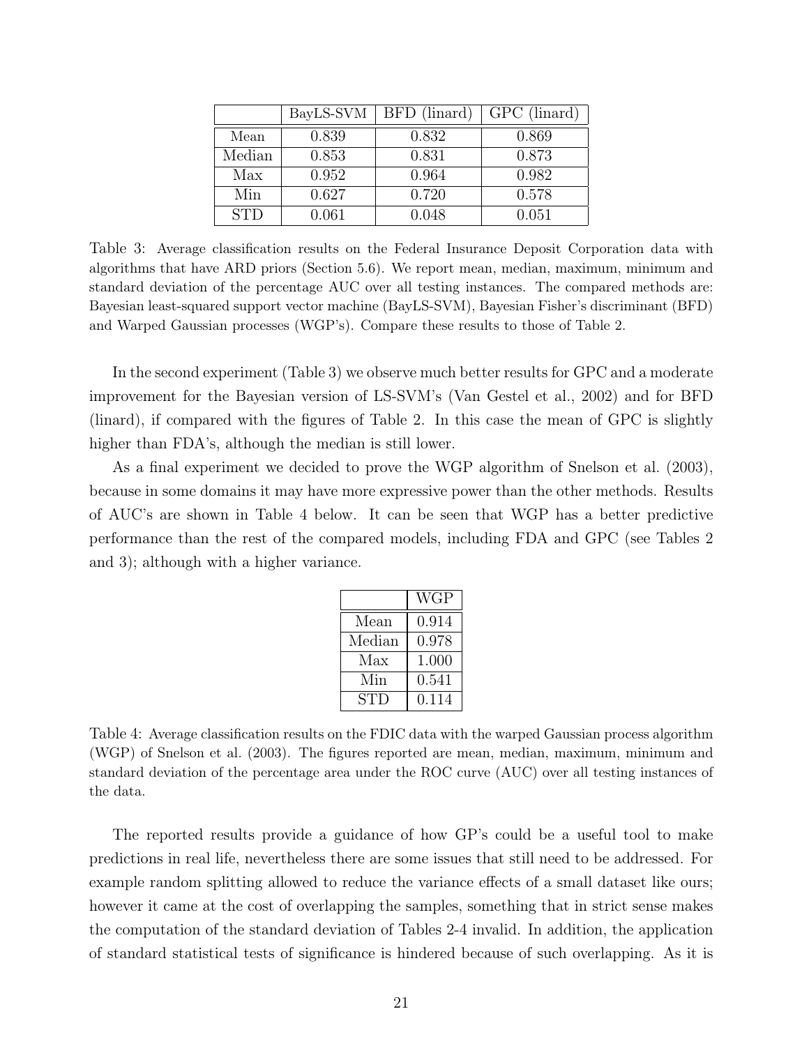|  | BayLS-SVM | BFD (linard) | GPC (linard) |
|---|---|---|---|
| Mean | 0.839 | 0.832 | 0.869 |
| Median | 0.853 | 0.831 | 0.873 |
| Max | 0.952 | 0.964 | 0.982 |
| Min | 0.627 | 0.720 | 0.578 |
| STD | 0.061 | 0.048 | 0.051 |

Table 3: Average classification results on the Federal Insurance Deposit Corporation data with algorithms that have ARD priors (Section 5.6). We report mean, median, maximum, minimum and standard deviation of the percentage AUC over all testing instances. The compared methods are: Bayesian least-squared support vector machine (BayLS-SVM), Bayesian Fisher's discriminant (BFD) and Warped Gaussian processes (WGP's). Compare these results to those of Table 2.

In the second experiment (Table 3) we observe much better results for GPC and a moderate improvement for the Bayesian version of LS-SVM's (Van Gestel et al., 2002) and for BFD (linard), if compared with the figures of Table 2. In this case the mean of GPC is slightly higher than FDA's, although the median is still lower.

As a final experiment we decided to prove the WGP algorithm of Snelson et al. (2003), because in some domains it may have more expressive power than the other methods. Results of AUC's are shown in Table 4 below. It can be seen that WGP has a better predictive performance than the rest of the compared models, including FDA and GPC (see Tables 2 and 3); although with a higher variance.

|  | WGP |
|---|---|
| Mean | 0.914 |
| Median | 0.978 |
| Max | 1.000 |
| Min | 0.541 |
| STD | 0.114 |

Table 4: Average classification results on the FDIC data with the warped Gaussian process algorithm (WGP) of Snelson et al. (2003). The figures reported are mean, median, maximum, minimum and standard deviation of the percentage area under the ROC curve (AUC) over all testing instances of the data.

The reported results provide a guidance of how GP's could be a useful tool to make predictions in real life, nevertheless there are some issues that still need to be addressed. For example random splitting allowed to reduce the variance effects of a small dataset like ours; however it came at the cost of overlapping the samples, something that in strict sense makes the computation of the standard deviation of Tables 2-4 invalid. In addition, the application of standard statistical tests of significance is hindered because of such overlapping. As it is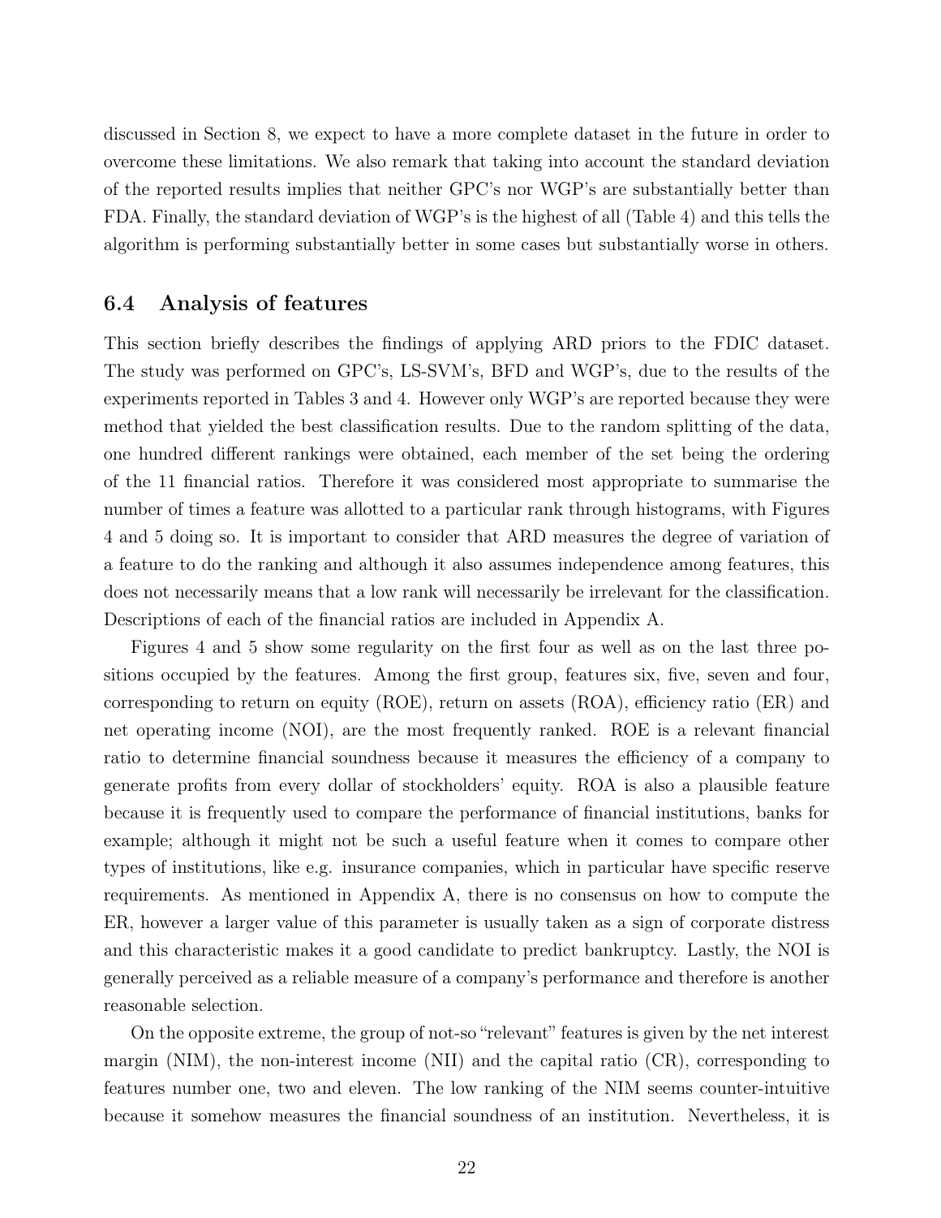discussed in Section 8, we expect to have a more complete dataset in the future in order to overcome these limitations. We also remark that taking into account the standard deviation of the reported results implies that neither GPC's nor WGP's are substantially better than FDA. Finally, the standard deviation of WGP's is the highest of all (Table 4) and this tells the algorithm is performing substantially better in some cases but substantially worse in others.

### 6.4 Analysis of features

This section briefly describes the findings of applying ARD priors to the FDIC dataset. The study was performed on GPC's, LS-SVM's, BFD and WGP's, due to the results of the experiments reported in Tables 3 and 4. However only WGP's are reported because they were method that yielded the best classification results. Due to the random splitting of the data, one hundred different rankings were obtained, each member of the set being the ordering of the 11 financial ratios. Therefore it was considered most appropriate to summarise the number of times a feature was allotted to a particular rank through histograms, with Figures 4 and 5 doing so. It is important to consider that ARD measures the degree of variation of a feature to do the ranking and although it also assumes independence among features, this does not necessarily means that a low rank will necessarily be irrelevant for the classification. Descriptions of each of the financial ratios are included in Appendix A.

Figures 4 and 5 show some regularity on the first four as well as on the last three positions occupied by the features. Among the first group, features six, five, seven and four, corresponding to return on equity (ROE), return on assets (ROA), efficiency ratio (ER) and net operating income (NOI), are the most frequently ranked. ROE is a relevant financial ratio to determine financial soundness because it measures the efficiency of a company to generate profits from every dollar of stockholders' equity. ROA is also a plausible feature because it is frequently used to compare the performance of financial institutions, banks for example; although it might not be such a useful feature when it comes to compare other types of institutions, like e.g. insurance companies, which in particular have specific reserve requirements. As mentioned in Appendix A, there is no consensus on how to compute the ER, however a larger value of this parameter is usually taken as a sign of corporate distress and this characteristic makes it a good candidate to predict bankruptcy. Lastly, the NOI is generally perceived as a reliable measure of a company's performance and therefore is another reasonable selection.

On the opposite extreme, the group of not-so "relevant" features is given by the net interest margin (NIM), the non-interest income (NII) and the capital ratio (CR), corresponding to features number one, two and eleven. The low ranking of the NIM seems counter-intuitive because it somehow measures the financial soundness of an institution. Nevertheless, it is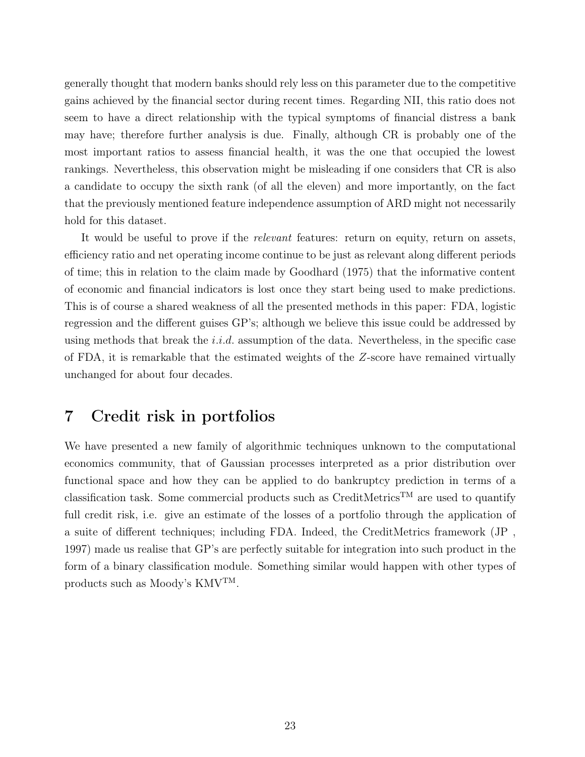generally thought that modern banks should rely less on this parameter due to the competitive gains achieved by the financial sector during recent times. Regarding NII, this ratio does not seem to have a direct relationship with the typical symptoms of financial distress a bank may have; therefore further analysis is due. Finally, although CR is probably one of the most important ratios to assess financial health, it was the one that occupied the lowest rankings. Nevertheless, this observation might be misleading if one considers that CR is also a candidate to occupy the sixth rank (of all the eleven) and more importantly, on the fact that the previously mentioned feature independence assumption of ARD might not necessarily hold for this dataset.

It would be useful to prove if the *relevant* features: return on equity, return on assets, efficiency ratio and net operating income continue to be just as relevant along different periods of time; this in relation to the claim made by Goodhard (1975) that the informative content of economic and financial indicators is lost once they start being used to make predictions. This is of course a shared weakness of all the presented methods in this paper: FDA, logistic regression and the different guises GP's; although we believe this issue could be addressed by using methods that break the *i.i.d.* assumption of the data. Nevertheless, in the specific case of FDA, it is remarkable that the estimated weights of the $Z$-score have remained virtually unchanged for about four decades.

# 7 Credit risk in portfolios

We have presented a new family of algorithmic techniques unknown to the computational economics community, that of Gaussian processes interpreted as a prior distribution over functional space and how they can be applied to do bankruptcy prediction in terms of a classification task. Some commercial products such as CreditMetrics™ are used to quantify full credit risk, i.e. give an estimate of the losses of a portfolio through the application of a suite of different techniques; including FDA. Indeed, the CreditMetrics framework (JP , 1997) made us realise that GP's are perfectly suitable for integration into such product in the form of a binary classification module. Something similar would happen with other types of products such as Moody's KMV™.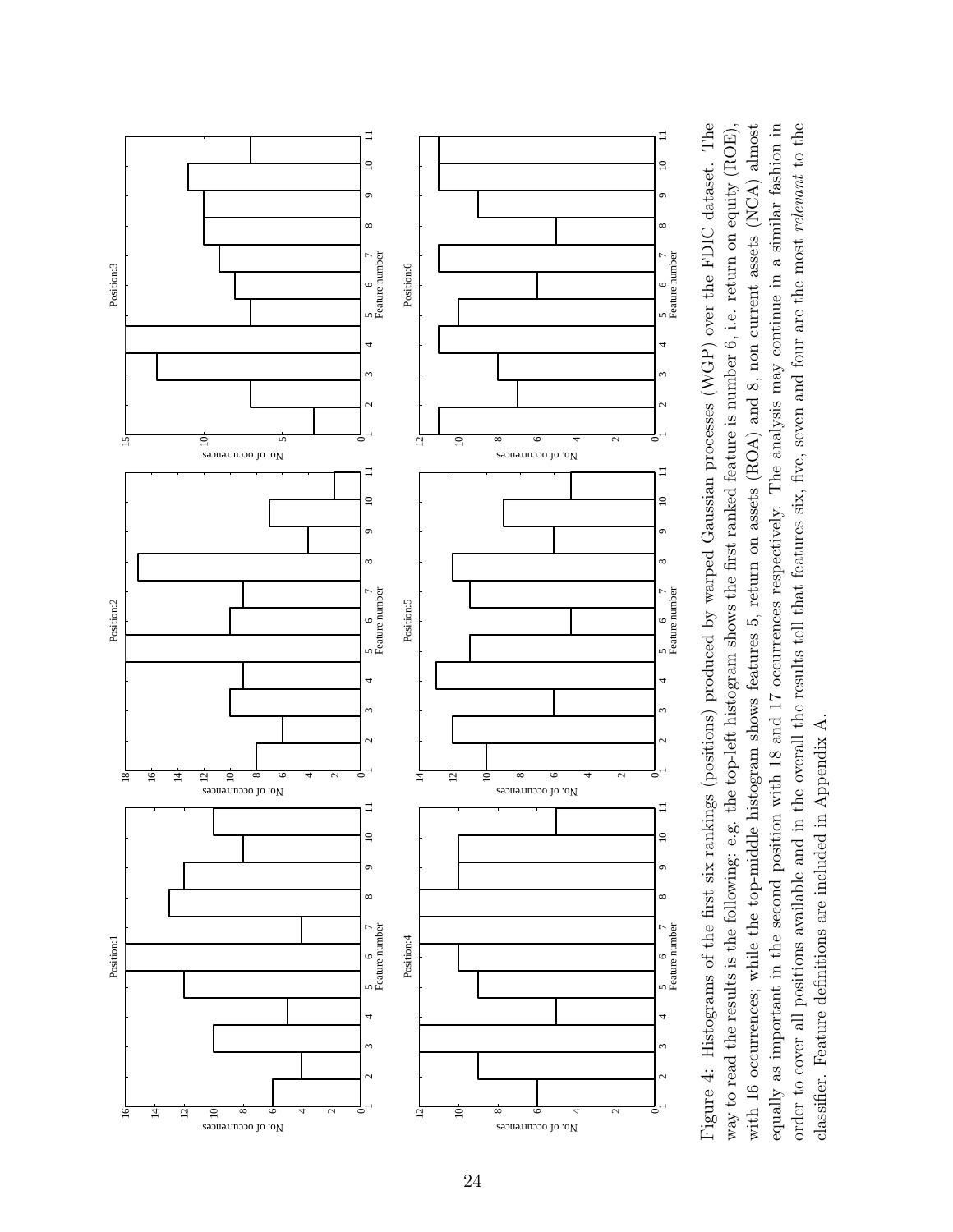Figure 4: Histograms of the first six rankings (positions) produced by warped Gaussian processes (WGP) over the FDIC dataset. The way to read the results is the following: e.g. the top-left histogram shows the first ranked feature is number 6, i.e. return on equity (ROE), with 16 occurrences; while the top-middle histogram shows features 5, return on assets (ROA) and 8, non current assets (NCA) almost equally as important in the second position with 18 and 17 occurrences respectively. The analysis may continue in a similar fashion in order to cover all positions available and in the overall the results tell that features six, five, seven and four are the most *relevant* to the classifier. Feature definitions are included in Appendix A.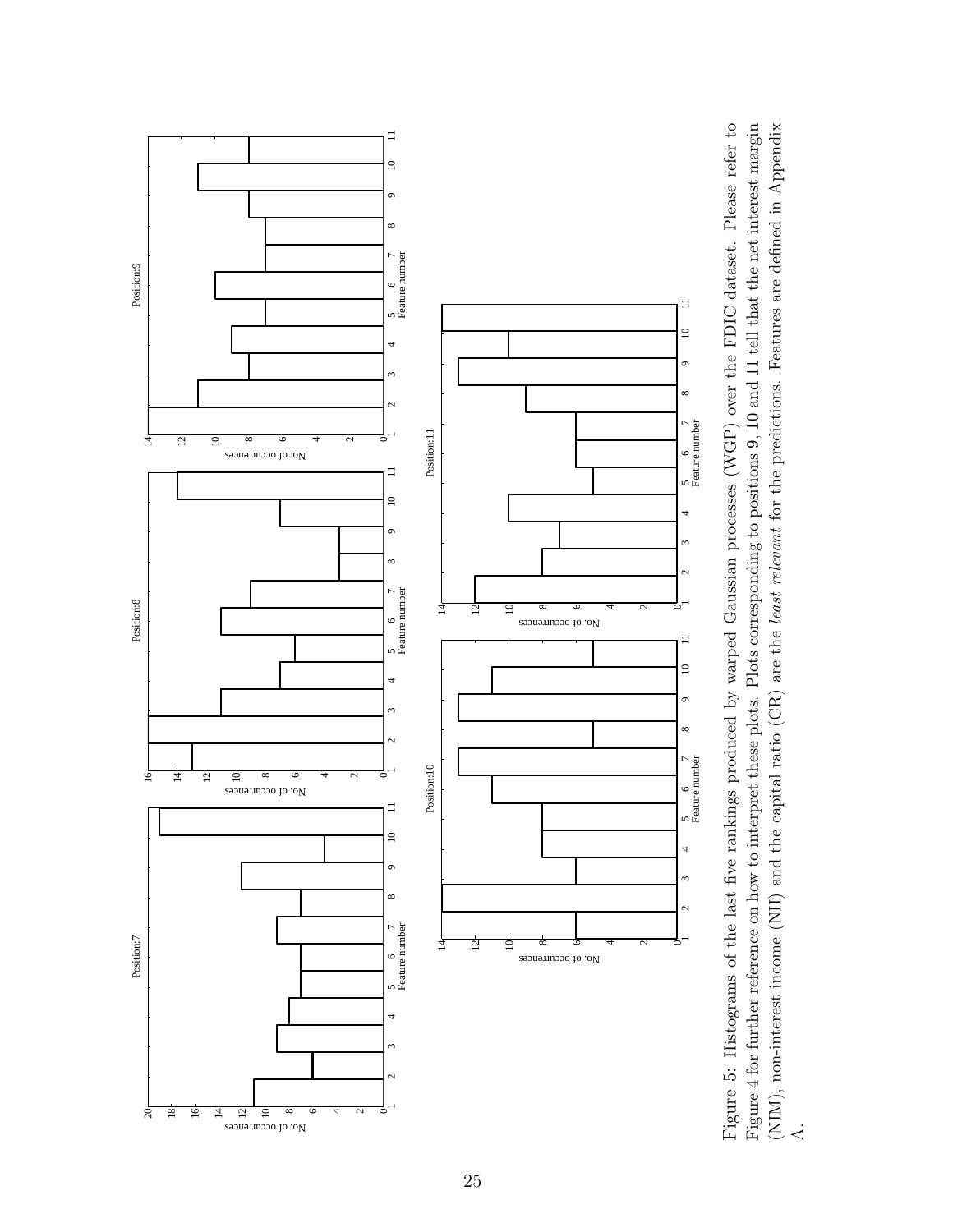Figure 5: Histograms of the last five rankings produced by warped Gaussian processes (WGP) over the FDIC dataset. Please refer to Figure 4 for further reference on how to interpret these plots. Plots corresponding to positions 9, 10 and 11 tell that the net interest margin (NIM), non-interest income (NII) and the capital ratio (CR) are the *least relevant* for the predictions. Features are defined in Appendix A.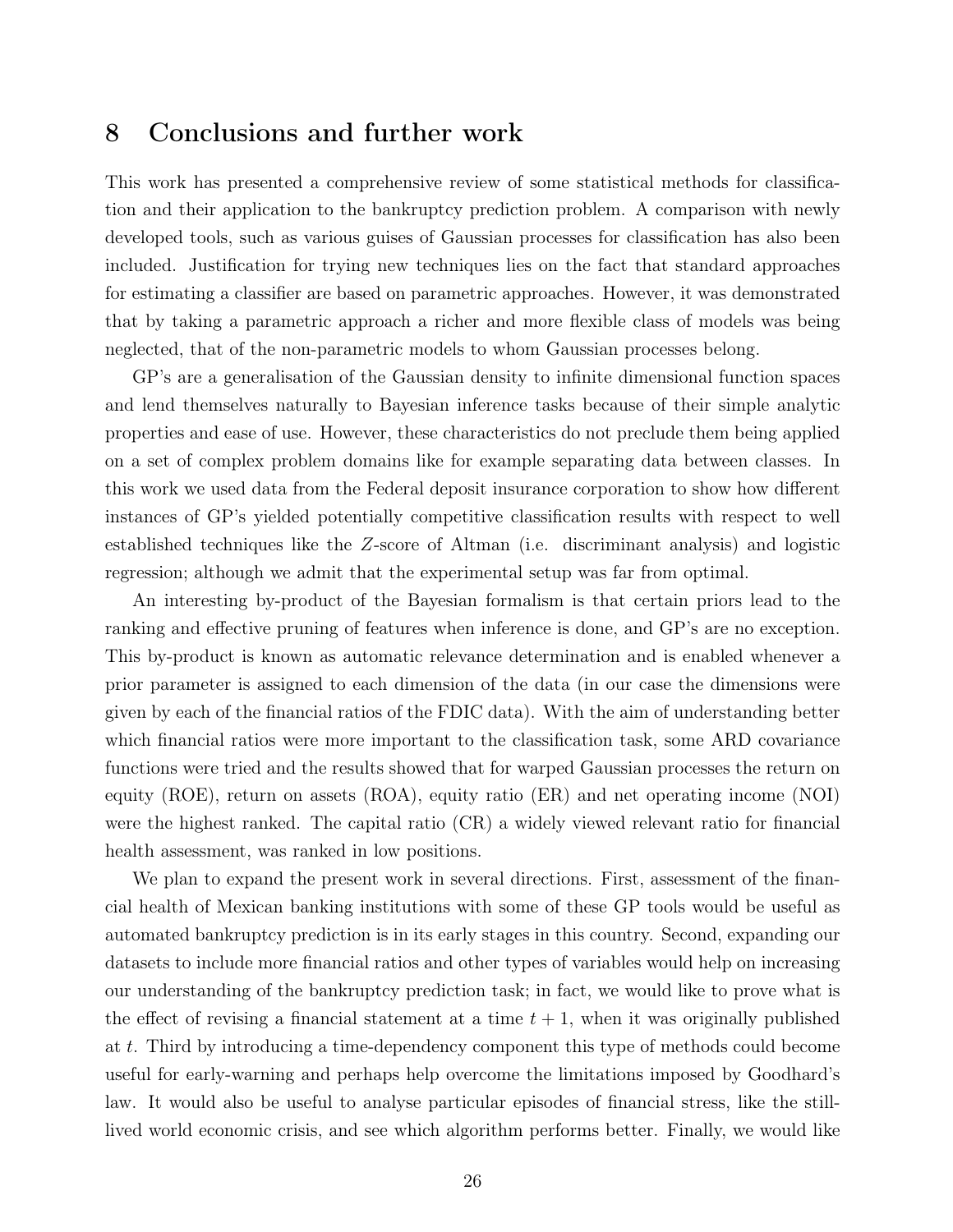# 8 Conclusions and further work

This work has presented a comprehensive review of some statistical methods for classification and their application to the bankruptcy prediction problem. A comparison with newly developed tools, such as various guises of Gaussian processes for classification has also been included. Justification for trying new techniques lies on the fact that standard approaches for estimating a classifier are based on parametric approaches. However, it was demonstrated that by taking a parametric approach a richer and more flexible class of models was being neglected, that of the non-parametric models to whom Gaussian processes belong.

GP's are a generalisation of the Gaussian density to infinite dimensional function spaces and lend themselves naturally to Bayesian inference tasks because of their simple analytic properties and ease of use. However, these characteristics do not preclude them being applied on a set of complex problem domains like for example separating data between classes. In this work we used data from the Federal deposit insurance corporation to show how different instances of GP's yielded potentially competitive classification results with respect to well established techniques like the $Z$-score of Altman (i.e. discriminant analysis) and logistic regression; although we admit that the experimental setup was far from optimal.

An interesting by-product of the Bayesian formalism is that certain priors lead to the ranking and effective pruning of features when inference is done, and GP's are no exception. This by-product is known as automatic relevance determination and is enabled whenever a prior parameter is assigned to each dimension of the data (in our case the dimensions were given by each of the financial ratios of the FDIC data). With the aim of understanding better which financial ratios were more important to the classification task, some ARD covariance functions were tried and the results showed that for warped Gaussian processes the return on equity (ROE), return on assets (ROA), equity ratio (ER) and net operating income (NOI) were the highest ranked. The capital ratio (CR) a widely viewed relevant ratio for financial health assessment, was ranked in low positions.

We plan to expand the present work in several directions. First, assessment of the financial health of Mexican banking institutions with some of these GP tools would be useful as automated bankruptcy prediction is in its early stages in this country. Second, expanding our datasets to include more financial ratios and other types of variables would help on increasing our understanding of the bankruptcy prediction task; in fact, we would like to prove what is the effect of revising a financial statement at a time $t + 1$, when it was originally published at $t$. Third by introducing a time-dependency component this type of methods could become useful for early-warning and perhaps help overcome the limitations imposed by Goodhard's law. It would also be useful to analyse particular episodes of financial stress, like the still-lived world economic crisis, and see which algorithm performs better. Finally, we would like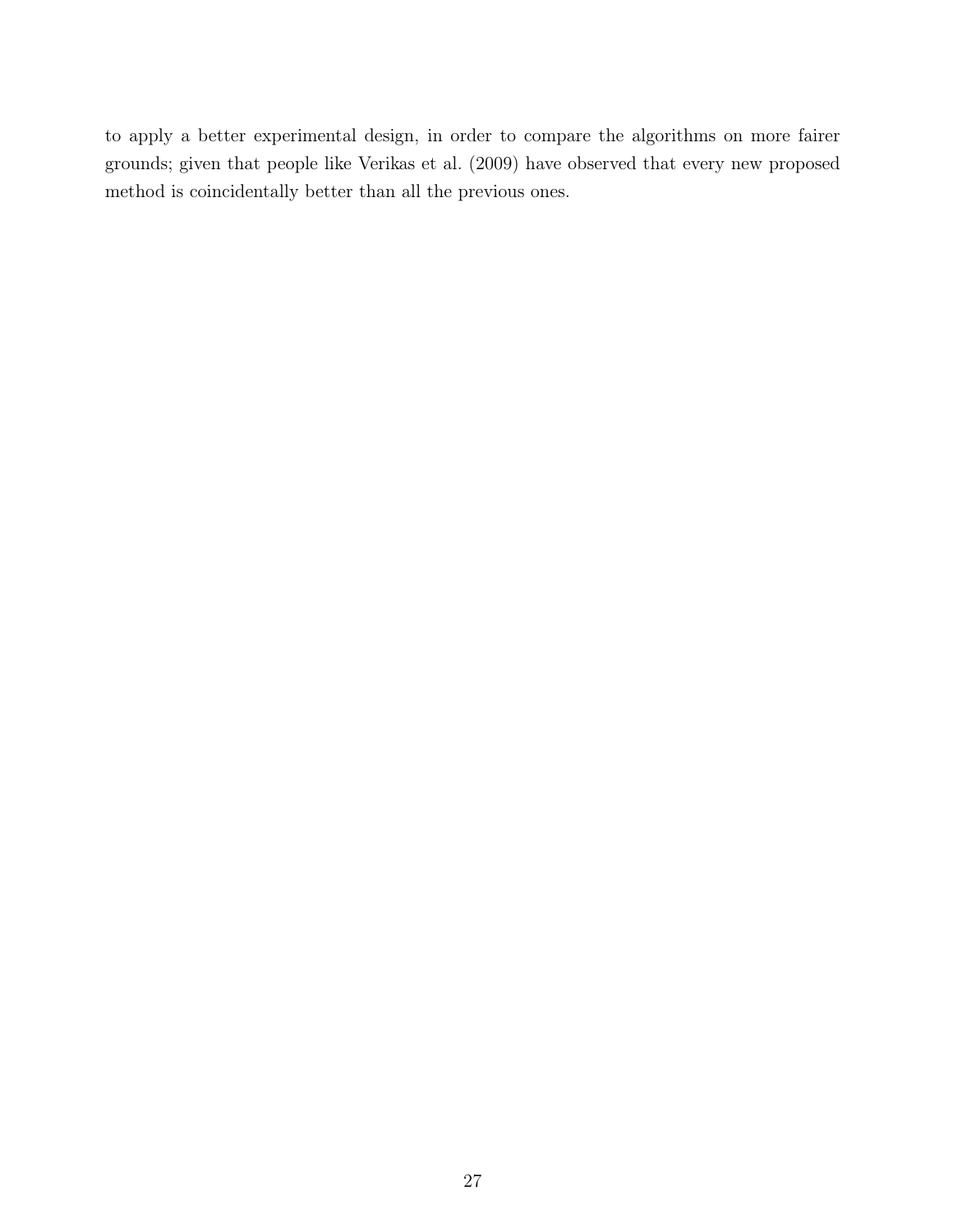to apply a better experimental design, in order to compare the algorithms on more fairer grounds; given that people like Verikas et al. (2009) have observed that every new proposed method is coincidentally better than all the previous ones.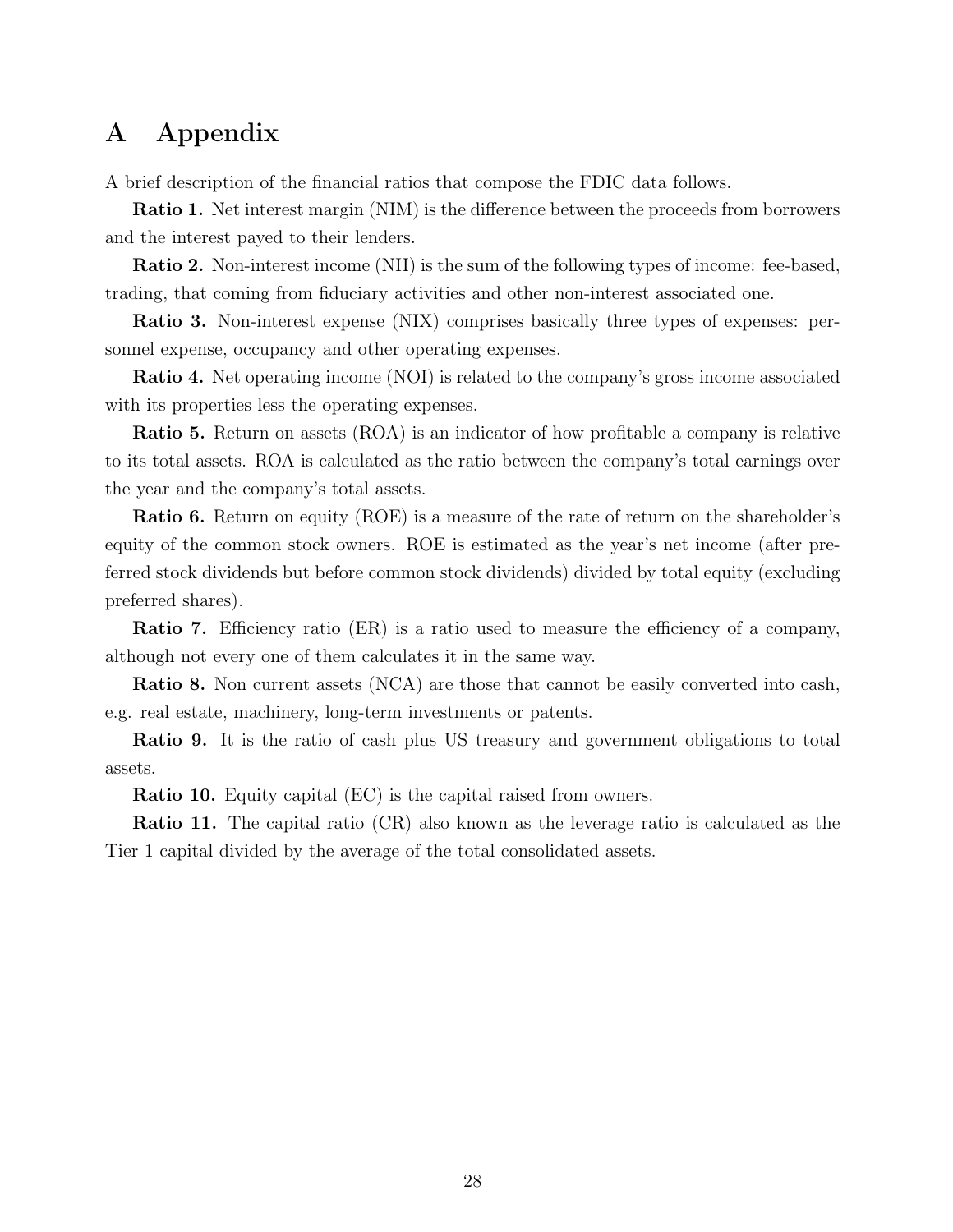# A Appendix

A brief description of the financial ratios that compose the FDIC data follows.

**Ratio 1.** Net interest margin (NIM) is the difference between the proceeds from borrowers and the interest payed to their lenders.

**Ratio 2.** Non-interest income (NII) is the sum of the following types of income: fee-based, trading, that coming from fiduciary activities and other non-interest associated one.

**Ratio 3.** Non-interest expense (NIX) comprises basically three types of expenses: personnel expense, occupancy and other operating expenses.

**Ratio 4.** Net operating income (NOI) is related to the company's gross income associated with its properties less the operating expenses.

**Ratio 5.** Return on assets (ROA) is an indicator of how profitable a company is relative to its total assets. ROA is calculated as the ratio between the company's total earnings over the year and the company's total assets.

**Ratio 6.** Return on equity (ROE) is a measure of the rate of return on the shareholder's equity of the common stock owners. ROE is estimated as the year's net income (after preferred stock dividends but before common stock dividends) divided by total equity (excluding preferred shares).

**Ratio 7.** Efficiency ratio (ER) is a ratio used to measure the efficiency of a company, although not every one of them calculates it in the same way.

**Ratio 8.** Non current assets (NCA) are those that cannot be easily converted into cash, e.g. real estate, machinery, long-term investments or patents.

**Ratio 9.** It is the ratio of cash plus US treasury and government obligations to total assets.

**Ratio 10.** Equity capital (EC) is the capital raised from owners.

**Ratio 11.** The capital ratio (CR) also known as the leverage ratio is calculated as the Tier 1 capital divided by the average of the total consolidated assets.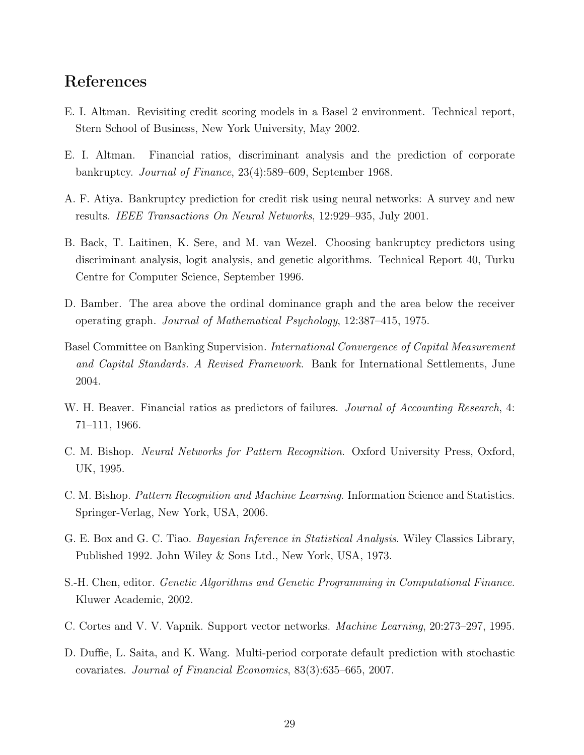# References

E. I. Altman. Revisiting credit scoring models in a Basel 2 environment. Technical report, Stern School of Business, New York University, May 2002.

E. I. Altman. Financial ratios, discriminant analysis and the prediction of corporate bankruptcy. *Journal of Finance*, 23(4):589–609, September 1968.

A. F. Atiya. Bankruptcy prediction for credit risk using neural networks: A survey and new results. *IEEE Transactions On Neural Networks*, 12:929–935, July 2001.

B. Back, T. Laitinen, K. Sere, and M. van Wezel. Choosing bankruptcy predictors using discriminant analysis, logit analysis, and genetic algorithms. Technical Report 40, Turku Centre for Computer Science, September 1996.

D. Bamber. The area above the ordinal dominance graph and the area below the receiver operating graph. *Journal of Mathematical Psychology*, 12:387–415, 1975.

Basel Committee on Banking Supervision. *International Convergence of Capital Measurement and Capital Standards. A Revised Framework*. Bank for International Settlements, June 2004.

W. H. Beaver. Financial ratios as predictors of failures. *Journal of Accounting Research*, 4: 71–111, 1966.

C. M. Bishop. *Neural Networks for Pattern Recognition*. Oxford University Press, Oxford, UK, 1995.

C. M. Bishop. *Pattern Recognition and Machine Learning*. Information Science and Statistics. Springer-Verlag, New York, USA, 2006.

G. E. Box and G. C. Tiao. *Bayesian Inference in Statistical Analysis*. Wiley Classics Library, Published 1992. John Wiley & Sons Ltd., New York, USA, 1973.

S.-H. Chen, editor. *Genetic Algorithms and Genetic Programming in Computational Finance*. Kluwer Academic, 2002.

C. Cortes and V. V. Vapnik. Support vector networks. *Machine Learning*, 20:273–297, 1995.

D. Duffie, L. Saita, and K. Wang. Multi-period corporate default prediction with stochastic covariates. *Journal of Financial Economics*, 83(3):635–665, 2007.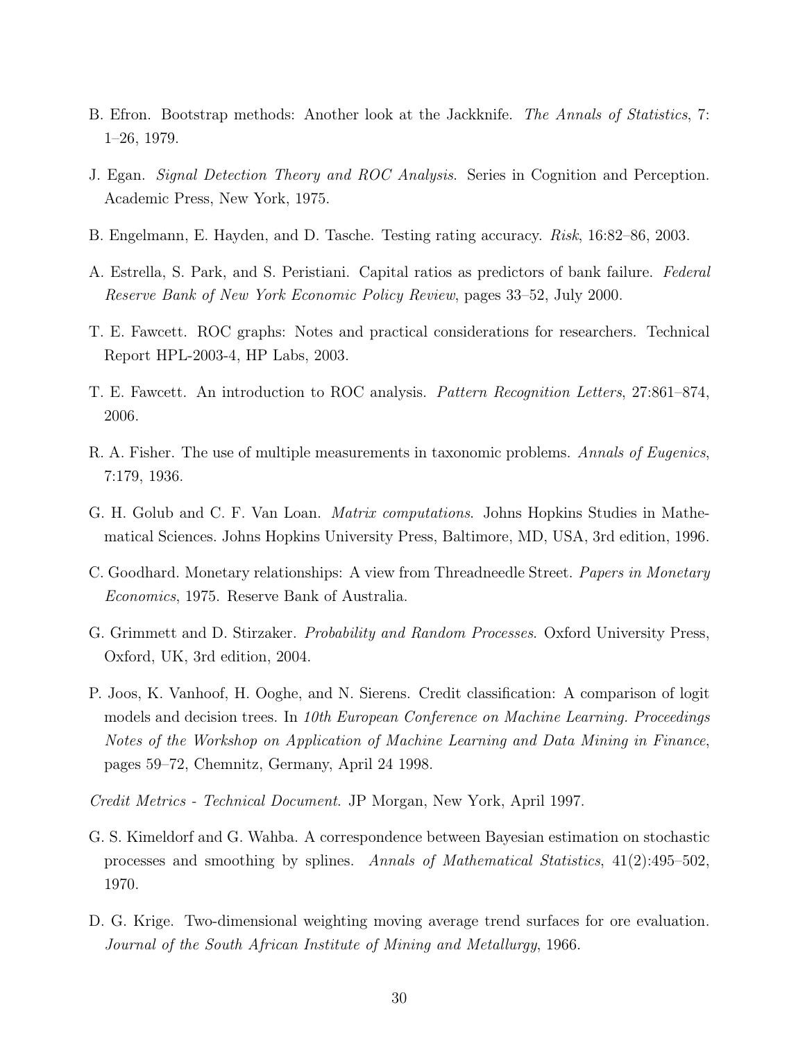B. Efron. Bootstrap methods: Another look at the Jackknife. *The Annals of Statistics*, 7: 1–26, 1979.

J. Egan. *Signal Detection Theory and ROC Analysis*. Series in Cognition and Perception. Academic Press, New York, 1975.

B. Engelmann, E. Hayden, and D. Tasche. Testing rating accuracy. *Risk*, 16:82–86, 2003.

A. Estrella, S. Park, and S. Peristiani. Capital ratios as predictors of bank failure. *Federal Reserve Bank of New York Economic Policy Review*, pages 33–52, July 2000.

T. E. Fawcett. ROC graphs: Notes and practical considerations for researchers. Technical Report HPL-2003-4, HP Labs, 2003.

T. E. Fawcett. An introduction to ROC analysis. *Pattern Recognition Letters*, 27:861–874, 2006.

R. A. Fisher. The use of multiple measurements in taxonomic problems. *Annals of Eugenics*, 7:179, 1936.

G. H. Golub and C. F. Van Loan. *Matrix computations*. Johns Hopkins Studies in Mathematical Sciences. Johns Hopkins University Press, Baltimore, MD, USA, 3rd edition, 1996.

C. Goodhard. Monetary relationships: A view from Threadneedle Street. *Papers in Monetary Economics*, 1975. Reserve Bank of Australia.

G. Grimmett and D. Stirzaker. *Probability and Random Processes*. Oxford University Press, Oxford, UK, 3rd edition, 2004.

P. Joos, K. Vanhoof, H. Ooghe, and N. Sierens. Credit classification: A comparison of logit models and decision trees. In *10th European Conference on Machine Learning. Proceedings Notes of the Workshop on Application of Machine Learning and Data Mining in Finance*, pages 59–72, Chemnitz, Germany, April 24 1998.

*Credit Metrics - Technical Document*. JP Morgan, New York, April 1997.

G. S. Kimeldorf and G. Wahba. A correspondence between Bayesian estimation on stochastic processes and smoothing by splines. *Annals of Mathematical Statistics*, 41(2):495–502, 1970.

D. G. Krige. Two-dimensional weighting moving average trend surfaces for ore evaluation. *Journal of the South African Institute of Mining and Metallurgy*, 1966.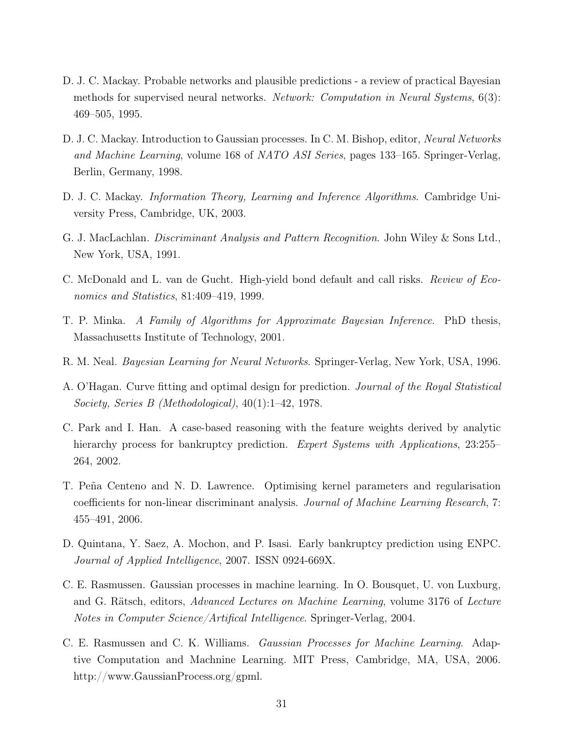D. J. C. Mackay. Probable networks and plausible predictions - a review of practical Bayesian methods for supervised neural networks. *Network: Computation in Neural Systems*, 6(3): 469–505, 1995.

D. J. C. Mackay. Introduction to Gaussian processes. In C. M. Bishop, editor, *Neural Networks and Machine Learning*, volume 168 of *NATO ASI Series*, pages 133–165. Springer-Verlag, Berlin, Germany, 1998.

D. J. C. Mackay. *Information Theory, Learning and Inference Algorithms*. Cambridge University Press, Cambridge, UK, 2003.

G. J. MacLachlan. *Discriminant Analysis and Pattern Recognition*. John Wiley & Sons Ltd., New York, USA, 1991.

C. McDonald and L. van de Gucht. High-yield bond default and call risks. *Review of Economics and Statistics*, 81:409–419, 1999.

T. P. Minka. *A Family of Algorithms for Approximate Bayesian Inference*. PhD thesis, Massachusetts Institute of Technology, 2001.

R. M. Neal. *Bayesian Learning for Neural Networks*. Springer-Verlag, New York, USA, 1996.

A. O'Hagan. Curve fitting and optimal design for prediction. *Journal of the Royal Statistical Society, Series B (Methodological)*, 40(1):1–42, 1978.

C. Park and I. Han. A case-based reasoning with the feature weights derived by analytic hierarchy process for bankruptcy prediction. *Expert Systems with Applications*, 23:255–264, 2002.

T. Peña Centeno and N. D. Lawrence. Optimising kernel parameters and regularisation coefficients for non-linear discriminant analysis. *Journal of Machine Learning Research*, 7: 455–491, 2006.

D. Quintana, Y. Saez, A. Mochon, and P. Isasi. Early bankruptcy prediction using ENPC. *Journal of Applied Intelligence*, 2007. ISSN 0924-669X.

C. E. Rasmussen. Gaussian processes in machine learning. In O. Bousquet, U. von Luxburg, and G. Rätsch, editors, *Advanced Lectures on Machine Learning*, volume 3176 of *Lecture Notes in Computer Science/Artifical Intelligence*. Springer-Verlag, 2004.

C. E. Rasmussen and C. K. Williams. *Gaussian Processes for Machine Learning*. Adaptive Computation and Machnine Learning. MIT Press, Cambridge, MA, USA, 2006. http://www.GaussianProcess.org/gpml.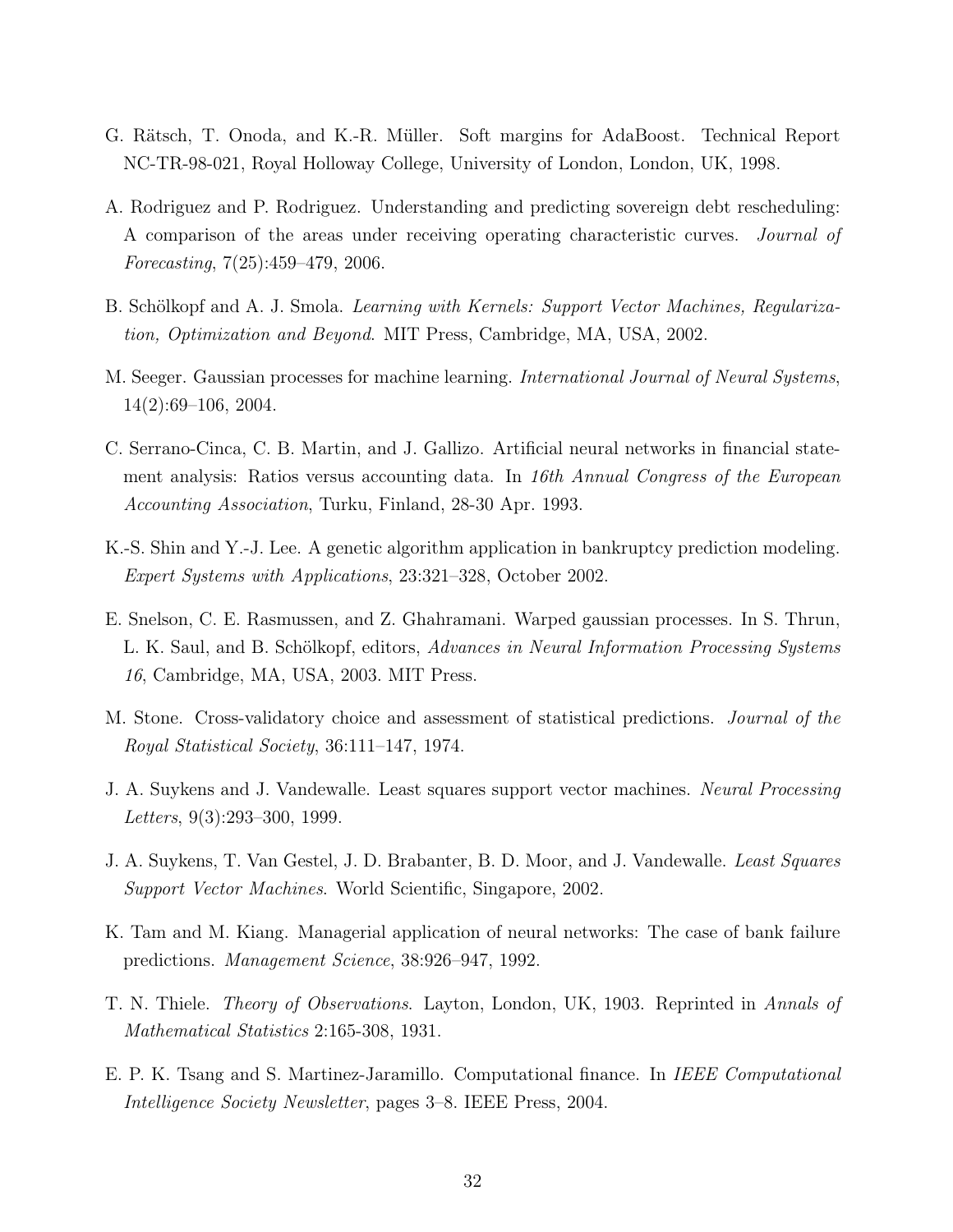G. Rätsch, T. Onoda, and K.-R. Müller. Soft margins for AdaBoost. Technical Report NC-TR-98-021, Royal Holloway College, University of London, London, UK, 1998.

A. Rodriguez and P. Rodriguez. Understanding and predicting sovereign debt rescheduling: A comparison of the areas under receiving operating characteristic curves. *Journal of Forecasting*, 7(25):459–479, 2006.

B. Schölkopf and A. J. Smola. *Learning with Kernels: Support Vector Machines, Regularization, Optimization and Beyond*. MIT Press, Cambridge, MA, USA, 2002.

M. Seeger. Gaussian processes for machine learning. *International Journal of Neural Systems*, 14(2):69–106, 2004.

C. Serrano-Cinca, C. B. Martin, and J. Gallizo. Artificial neural networks in financial statement analysis: Ratios versus accounting data. In *16th Annual Congress of the European Accounting Association*, Turku, Finland, 28-30 Apr. 1993.

K.-S. Shin and Y.-J. Lee. A genetic algorithm application in bankruptcy prediction modeling. *Expert Systems with Applications*, 23:321–328, October 2002.

E. Snelson, C. E. Rasmussen, and Z. Ghahramani. Warped gaussian processes. In S. Thrun, L. K. Saul, and B. Schölkopf, editors, *Advances in Neural Information Processing Systems 16*, Cambridge, MA, USA, 2003. MIT Press.

M. Stone. Cross-validatory choice and assessment of statistical predictions. *Journal of the Royal Statistical Society*, 36:111–147, 1974.

J. A. Suykens and J. Vandewalle. Least squares support vector machines. *Neural Processing Letters*, 9(3):293–300, 1999.

J. A. Suykens, T. Van Gestel, J. D. Brabanter, B. D. Moor, and J. Vandewalle. *Least Squares Support Vector Machines*. World Scientific, Singapore, 2002.

K. Tam and M. Kiang. Managerial application of neural networks: The case of bank failure predictions. *Management Science*, 38:926–947, 1992.

T. N. Thiele. *Theory of Observations*. Layton, London, UK, 1903. Reprinted in *Annals of Mathematical Statistics* 2:165-308, 1931.

E. P. K. Tsang and S. Martinez-Jaramillo. Computational finance. In *IEEE Computational Intelligence Society Newsletter*, pages 3–8. IEEE Press, 2004.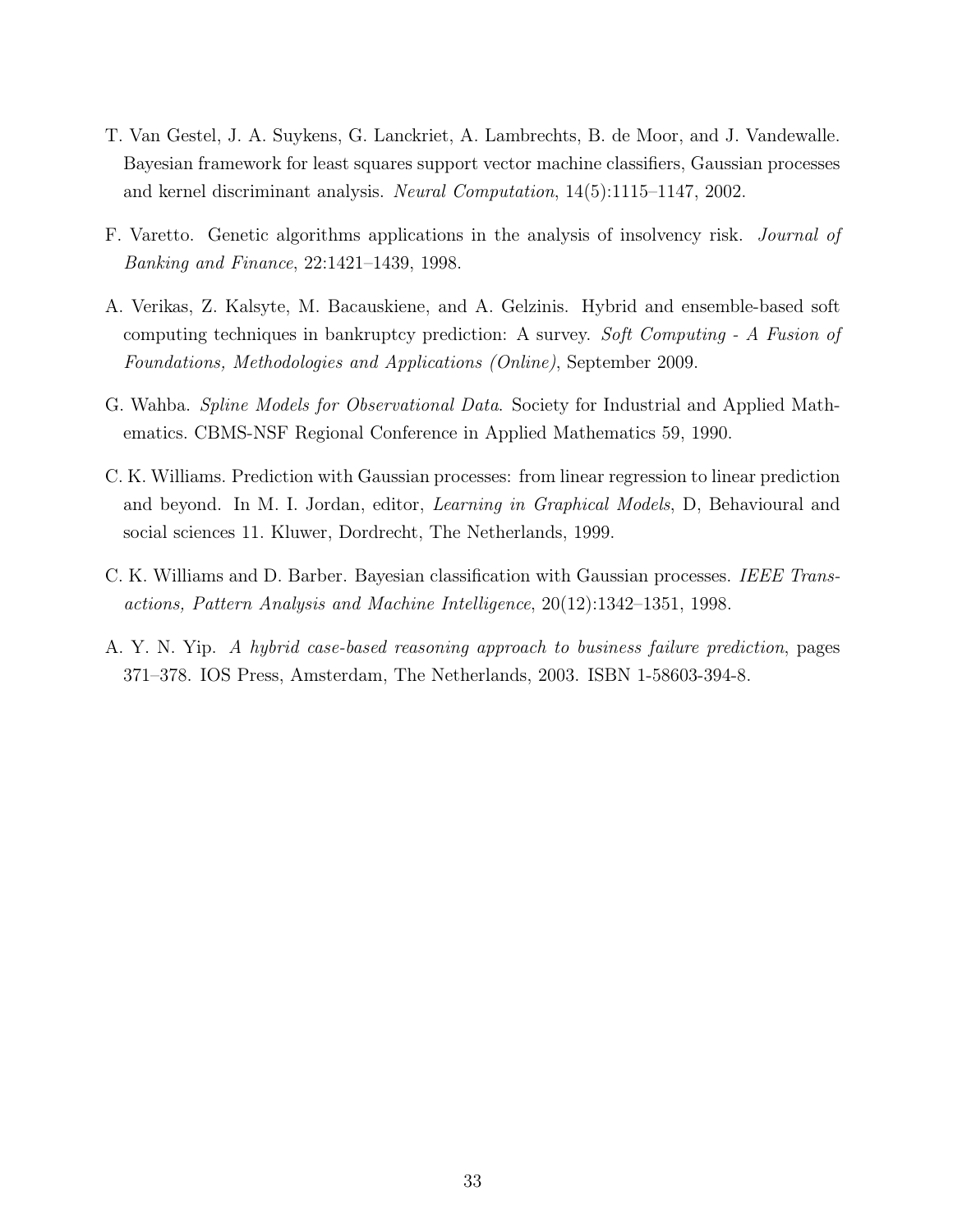T. Van Gestel, J. A. Suykens, G. Lanckriet, A. Lambrechts, B. de Moor, and J. Vandewalle. Bayesian framework for least squares support vector machine classifiers, Gaussian processes and kernel discriminant analysis. *Neural Computation*, 14(5):1115–1147, 2002.

F. Varetto. Genetic algorithms applications in the analysis of insolvency risk. *Journal of Banking and Finance*, 22:1421–1439, 1998.

A. Verikas, Z. Kalsyte, M. Bacauskiene, and A. Gelzinis. Hybrid and ensemble-based soft computing techniques in bankruptcy prediction: A survey. *Soft Computing - A Fusion of Foundations, Methodologies and Applications (Online)*, September 2009.

G. Wahba. *Spline Models for Observational Data*. Society for Industrial and Applied Mathematics. CBMS-NSF Regional Conference in Applied Mathematics 59, 1990.

C. K. Williams. Prediction with Gaussian processes: from linear regression to linear prediction and beyond. In M. I. Jordan, editor, *Learning in Graphical Models*, D, Behavioural and social sciences 11. Kluwer, Dordrecht, The Netherlands, 1999.

C. K. Williams and D. Barber. Bayesian classification with Gaussian processes. *IEEE Transactions, Pattern Analysis and Machine Intelligence*, 20(12):1342–1351, 1998.

A. Y. N. Yip. *A hybrid case-based reasoning approach to business failure prediction*, pages 371–378. IOS Press, Amsterdam, The Netherlands, 2003. ISBN 1-58603-394-8.